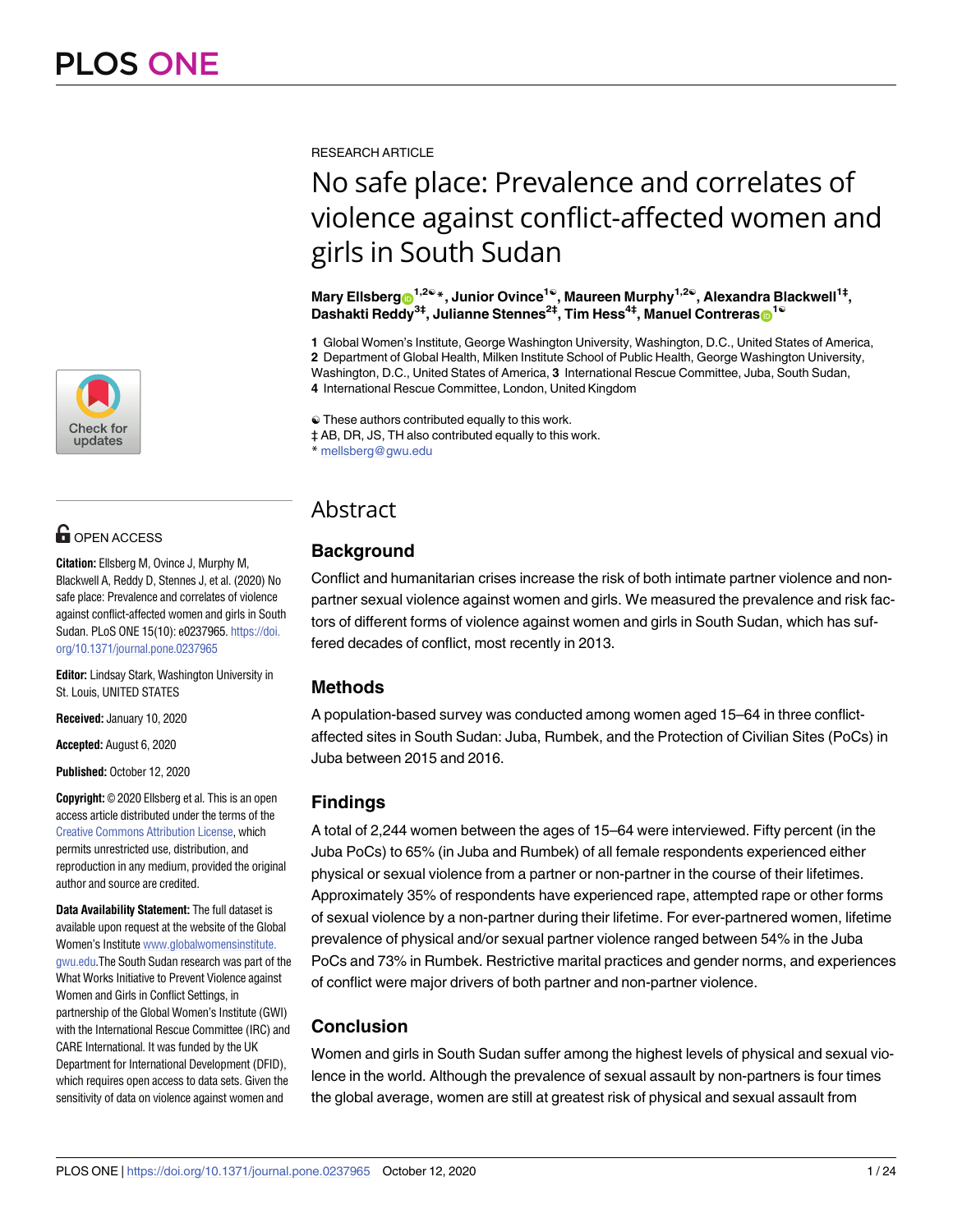RESEARCH ARTICLE

# No safe place: Prevalence and correlates of violence against conflict-affected women and girls in South Sudan

**Mary Ellsberg[1,2☯]*, Junior Ovince[1☯], Maureen Murphy[1,2☯], Alexandra Blackwell[1‡], Dashakti Reddy[3‡], Julianne Stennes[2‡], Tim Hess[4‡], Manuel Contreras[1☯]**

**1** Global Women's Institute, George Washington University, Washington, D.C., United States of America, **2** Department of Global Health, Milken Institute School of Public Health, George Washington University, Washington, D.C., United States of America, **3** International Rescue Committee, Juba, South Sudan, **4** International Rescue Committee, London, United Kingdom

☯ These authors contributed equally to this work.
‡ AB, DR, JS, TH also contributed equally to this work.
* mellsberg@gwu.edu

OPEN ACCESS

**Citation:** Ellsberg M, Ovince J, Murphy M, Blackwell A, Reddy D, Stennes J, et al. (2020) No safe place: Prevalence and correlates of violence against conflict-affected women and girls in South Sudan. PLoS ONE 15(10): e0237965. https://doi.org/10.1371/journal.pone.0237965

**Editor:** Lindsay Stark, Washington University in St. Louis, UNITED STATES

**Received:** January 10, 2020

**Accepted:** August 6, 2020

**Published:** October 12, 2020

**Copyright:** © 2020 Ellsberg et al. This is an open access article distributed under the terms of the Creative Commons Attribution License, which permits unrestricted use, distribution, and reproduction in any medium, provided the original author and source are credited.

**Data Availability Statement:** The full dataset is available upon request at the website of the Global Women's Institute www.globalwomensinstitute.gwu.edu.The South Sudan research was part of the What Works Initiative to Prevent Violence against Women and Girls in Conflict Settings, in partnership of the Global Women's Institute (GWI) with the International Rescue Committee (IRC) and CARE International. It was funded by the UK Department for International Development (DFID), which requires open access to data sets. Given the sensitivity of data on violence against women and

## Abstract

### Background

Conflict and humanitarian crises increase the risk of both intimate partner violence and non-partner sexual violence against women and girls. We measured the prevalence and risk factors of different forms of violence against women and girls in South Sudan, which has suffered decades of conflict, most recently in 2013.

### Methods

A population-based survey was conducted among women aged 15–64 in three conflict-affected sites in South Sudan: Juba, Rumbek, and the Protection of Civilian Sites (PoCs) in Juba between 2015 and 2016.

### Findings

A total of 2,244 women between the ages of 15–64 were interviewed. Fifty percent (in the Juba PoCs) to 65% (in Juba and Rumbek) of all female respondents experienced either physical or sexual violence from a partner or non-partner in the course of their lifetimes. Approximately 35% of respondents have experienced rape, attempted rape or other forms of sexual violence by a non-partner during their lifetime. For ever-partnered women, lifetime prevalence of physical and/or sexual partner violence ranged between 54% in the Juba PoCs and 73% in Rumbek. Restrictive marital practices and gender norms, and experiences of conflict were major drivers of both partner and non-partner violence.

### Conclusion

Women and girls in South Sudan suffer among the highest levels of physical and sexual violence in the world. Although the prevalence of sexual assault by non-partners is four times the global average, women are still at greatest risk of physical and sexual assault from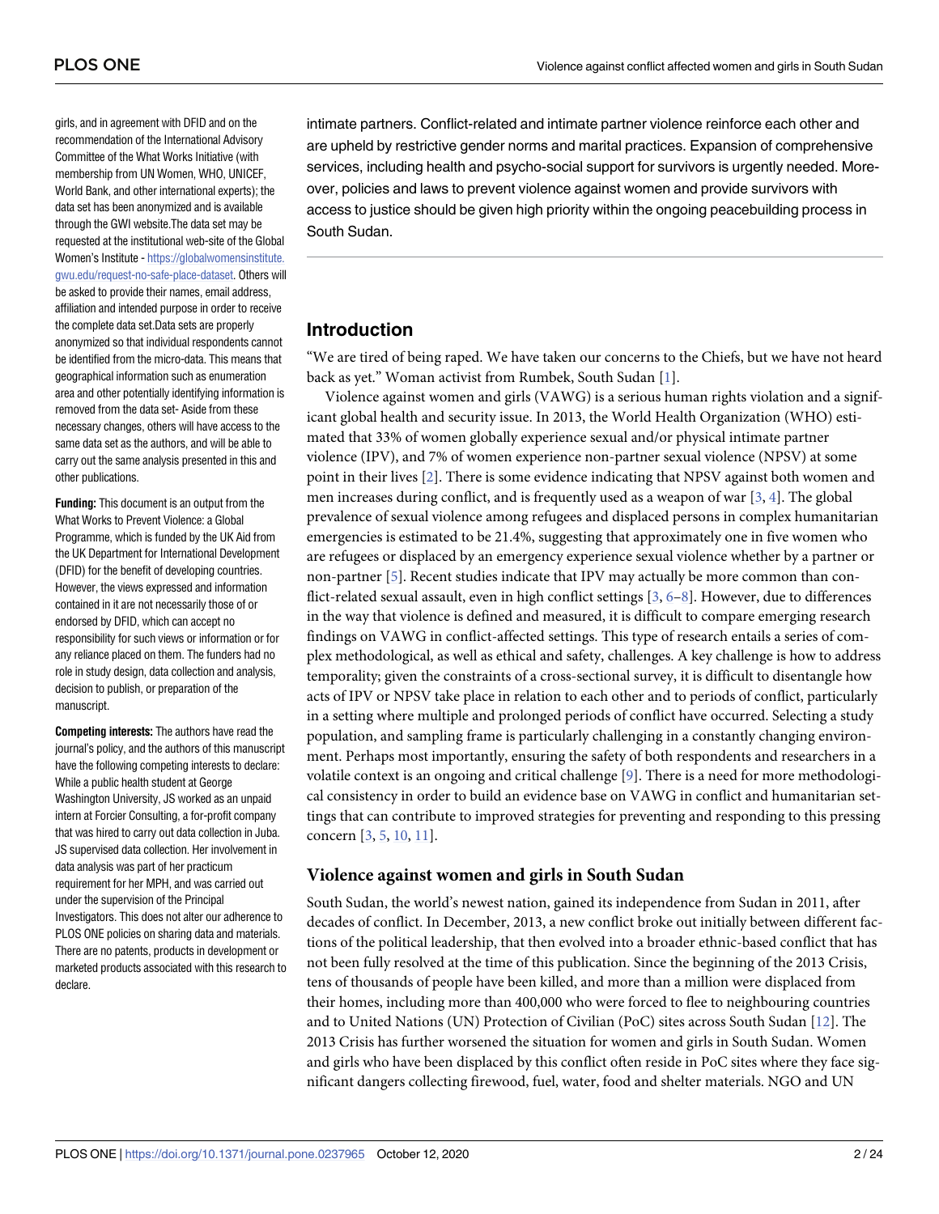girls, and in agreement with DFID and on the recommendation of the International Advisory Committee of the What Works Initiative (with membership from UN Women, WHO, UNICEF, World Bank, and other international experts); the data set has been anonymized and is available through the GWI website.The data set may be requested at the institutional web-site of the Global Women's Institute - https://globalwomensinstitute.gwu.edu/request-no-safe-place-dataset. Others will be asked to provide their names, email address, affiliation and intended purpose in order to receive the complete data set.Data sets are properly anonymized so that individual respondents cannot be identified from the micro-data. This means that geographical information such as enumeration area and other potentially identifying information is removed from the data set- Aside from these necessary changes, others will have access to the same data set as the authors, and will be able to carry out the same analysis presented in this and other publications.

**Funding:** This document is an output from the What Works to Prevent Violence: a Global Programme, which is funded by the UK Aid from the UK Department for International Development (DFID) for the benefit of developing countries. However, the views expressed and information contained in it are not necessarily those of or endorsed by DFID, which can accept no responsibility for such views or information or for any reliance placed on them. The funders had no role in study design, data collection and analysis, decision to publish, or preparation of the manuscript.

**Competing interests:** The authors have read the journal's policy, and the authors of this manuscript have the following competing interests to declare: While a public health student at George Washington University, JS worked as an unpaid intern at Forcier Consulting, a for-profit company that was hired to carry out data collection in Juba. JS supervised data collection. Her involvement in data analysis was part of her practicum requirement for her MPH, and was carried out under the supervision of the Principal Investigators. This does not alter our adherence to PLOS ONE policies on sharing data and materials. There are no patents, products in development or marketed products associated with this research to declare.

intimate partners. Conflict-related and intimate partner violence reinforce each other and are upheld by restrictive gender norms and marital practices. Expansion of comprehensive services, including health and psycho-social support for survivors is urgently needed. Moreover, policies and laws to prevent violence against women and provide survivors with access to justice should be given high priority within the ongoing peacebuilding process in South Sudan.

## Introduction

"We are tired of being raped. We have taken our concerns to the Chiefs, but we have not heard back as yet." Woman activist from Rumbek, South Sudan [1].

Violence against women and girls (VAWG) is a serious human rights violation and a significant global health and security issue. In 2013, the World Health Organization (WHO) estimated that 33% of women globally experience sexual and/or physical intimate partner violence (IPV), and 7% of women experience non-partner sexual violence (NPSV) at some point in their lives [2]. There is some evidence indicating that NPSV against both women and men increases during conflict, and is frequently used as a weapon of war [3, 4]. The global prevalence of sexual violence among refugees and displaced persons in complex humanitarian emergencies is estimated to be 21.4%, suggesting that approximately one in five women who are refugees or displaced by an emergency experience sexual violence whether by a partner or non-partner [5]. Recent studies indicate that IPV may actually be more common than conflict-related sexual assault, even in high conflict settings [3, 6–8]. However, due to differences in the way that violence is defined and measured, it is difficult to compare emerging research findings on VAWG in conflict-affected settings. This type of research entails a series of complex methodological, as well as ethical and safety, challenges. A key challenge is how to address temporality; given the constraints of a cross-sectional survey, it is difficult to disentangle how acts of IPV or NPSV take place in relation to each other and to periods of conflict, particularly in a setting where multiple and prolonged periods of conflict have occurred. Selecting a study population, and sampling frame is particularly challenging in a constantly changing environment. Perhaps most importantly, ensuring the safety of both respondents and researchers in a volatile context is an ongoing and critical challenge [9]. There is a need for more methodological consistency in order to build an evidence base on VAWG in conflict and humanitarian settings that can contribute to improved strategies for preventing and responding to this pressing concern [3, 5, 10, 11].

### Violence against women and girls in South Sudan

South Sudan, the world's newest nation, gained its independence from Sudan in 2011, after decades of conflict. In December, 2013, a new conflict broke out initially between different factions of the political leadership, that then evolved into a broader ethnic-based conflict that has not been fully resolved at the time of this publication. Since the beginning of the 2013 Crisis, tens of thousands of people have been killed, and more than a million were displaced from their homes, including more than 400,000 who were forced to flee to neighbouring countries and to United Nations (UN) Protection of Civilian (PoC) sites across South Sudan [12]. The 2013 Crisis has further worsened the situation for women and girls in South Sudan. Women and girls who have been displaced by this conflict often reside in PoC sites where they face significant dangers collecting firewood, fuel, water, food and shelter materials. NGO and UN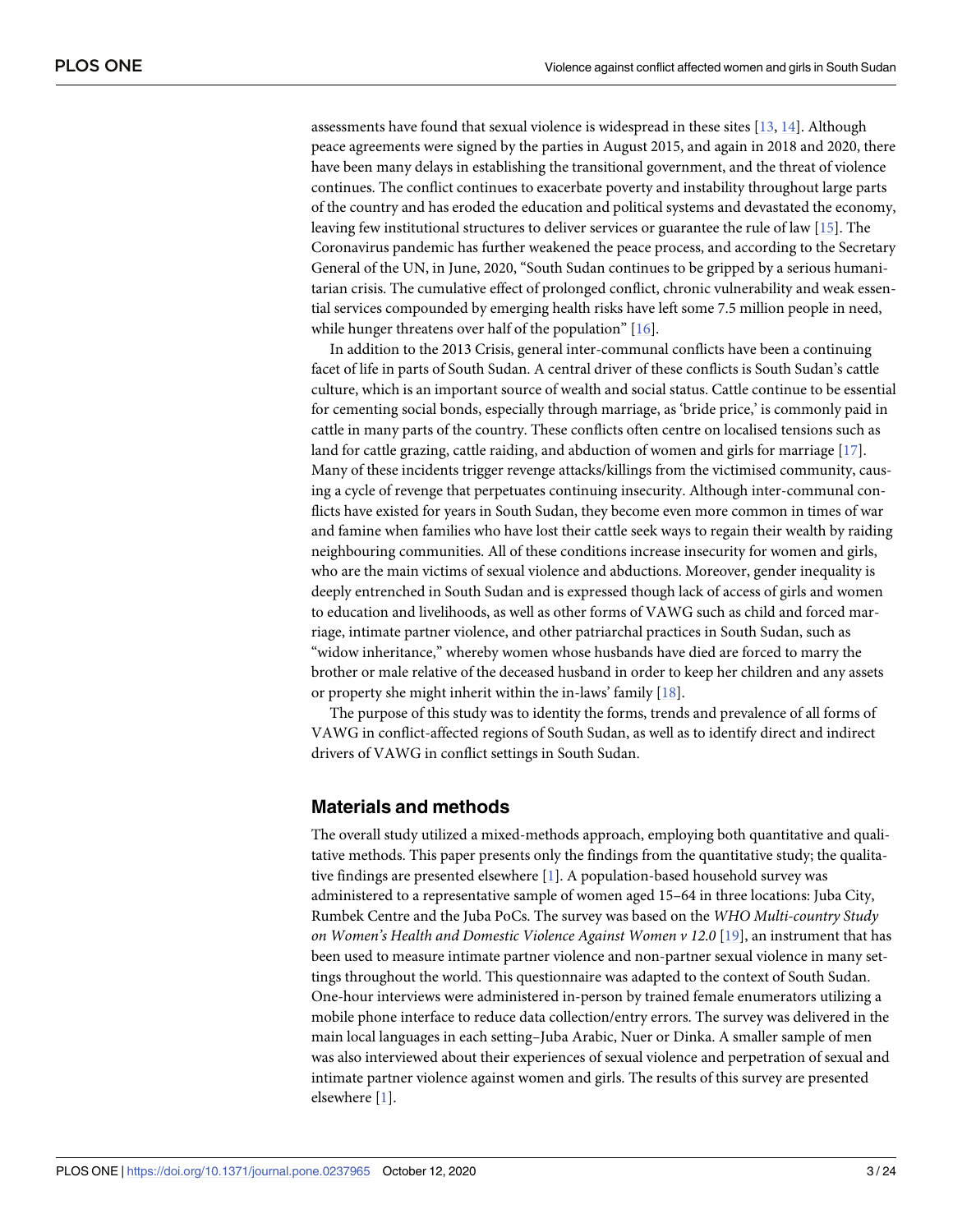assessments have found that sexual violence is widespread in these sites [13, 14]. Although peace agreements were signed by the parties in August 2015, and again in 2018 and 2020, there have been many delays in establishing the transitional government, and the threat of violence continues. The conflict continues to exacerbate poverty and instability throughout large parts of the country and has eroded the education and political systems and devastated the economy, leaving few institutional structures to deliver services or guarantee the rule of law [15]. The Coronavirus pandemic has further weakened the peace process, and according to the Secretary General of the UN, in June, 2020, "South Sudan continues to be gripped by a serious humanitarian crisis. The cumulative effect of prolonged conflict, chronic vulnerability and weak essential services compounded by emerging health risks have left some 7.5 million people in need, while hunger threatens over half of the population" [16].

In addition to the 2013 Crisis, general inter-communal conflicts have been a continuing facet of life in parts of South Sudan. A central driver of these conflicts is South Sudan's cattle culture, which is an important source of wealth and social status. Cattle continue to be essential for cementing social bonds, especially through marriage, as 'bride price,' is commonly paid in cattle in many parts of the country. These conflicts often centre on localised tensions such as land for cattle grazing, cattle raiding, and abduction of women and girls for marriage [17]. Many of these incidents trigger revenge attacks/killings from the victimised community, causing a cycle of revenge that perpetuates continuing insecurity. Although inter-communal conflicts have existed for years in South Sudan, they become even more common in times of war and famine when families who have lost their cattle seek ways to regain their wealth by raiding neighbouring communities. All of these conditions increase insecurity for women and girls, who are the main victims of sexual violence and abductions. Moreover, gender inequality is deeply entrenched in South Sudan and is expressed though lack of access of girls and women to education and livelihoods, as well as other forms of VAWG such as child and forced marriage, intimate partner violence, and other patriarchal practices in South Sudan, such as "widow inheritance," whereby women whose husbands have died are forced to marry the brother or male relative of the deceased husband in order to keep her children and any assets or property she might inherit within the in-laws' family [18].

The purpose of this study was to identity the forms, trends and prevalence of all forms of VAWG in conflict-affected regions of South Sudan, as well as to identify direct and indirect drivers of VAWG in conflict settings in South Sudan.

## Materials and methods

The overall study utilized a mixed-methods approach, employing both quantitative and qualitative methods. This paper presents only the findings from the quantitative study; the qualitative findings are presented elsewhere [1]. A population-based household survey was administered to a representative sample of women aged 15–64 in three locations: Juba City, Rumbek Centre and the Juba PoCs. The survey was based on the *WHO Multi-country Study on Women's Health and Domestic Violence Against Women v 12.0* [19], an instrument that has been used to measure intimate partner violence and non-partner sexual violence in many settings throughout the world. This questionnaire was adapted to the context of South Sudan. One-hour interviews were administered in-person by trained female enumerators utilizing a mobile phone interface to reduce data collection/entry errors. The survey was delivered in the main local languages in each setting–Juba Arabic, Nuer or Dinka. A smaller sample of men was also interviewed about their experiences of sexual violence and perpetration of sexual and intimate partner violence against women and girls. The results of this survey are presented elsewhere [1].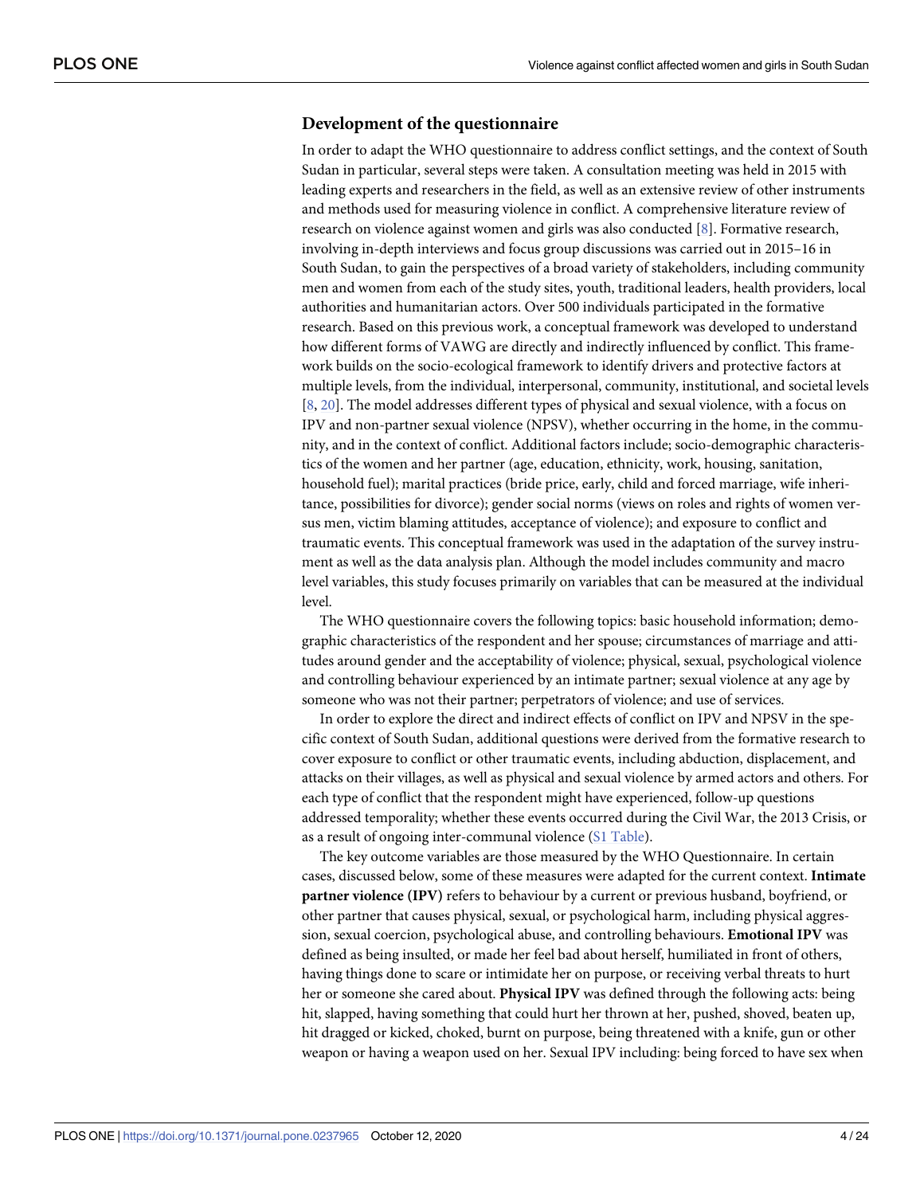### Development of the questionnaire

In order to adapt the WHO questionnaire to address conflict settings, and the context of South Sudan in particular, several steps were taken. A consultation meeting was held in 2015 with leading experts and researchers in the field, as well as an extensive review of other instruments and methods used for measuring violence in conflict. A comprehensive literature review of research on violence against women and girls was also conducted [8]. Formative research, involving in-depth interviews and focus group discussions was carried out in 2015–16 in South Sudan, to gain the perspectives of a broad variety of stakeholders, including community men and women from each of the study sites, youth, traditional leaders, health providers, local authorities and humanitarian actors. Over 500 individuals participated in the formative research. Based on this previous work, a conceptual framework was developed to understand how different forms of VAWG are directly and indirectly influenced by conflict. This framework builds on the socio-ecological framework to identify drivers and protective factors at multiple levels, from the individual, interpersonal, community, institutional, and societal levels [8, 20]. The model addresses different types of physical and sexual violence, with a focus on IPV and non-partner sexual violence (NPSV), whether occurring in the home, in the community, and in the context of conflict. Additional factors include; socio-demographic characteristics of the women and her partner (age, education, ethnicity, work, housing, sanitation, household fuel); marital practices (bride price, early, child and forced marriage, wife inheritance, possibilities for divorce); gender social norms (views on roles and rights of women versus men, victim blaming attitudes, acceptance of violence); and exposure to conflict and traumatic events. This conceptual framework was used in the adaptation of the survey instrument as well as the data analysis plan. Although the model includes community and macro level variables, this study focuses primarily on variables that can be measured at the individual level.

The WHO questionnaire covers the following topics: basic household information; demographic characteristics of the respondent and her spouse; circumstances of marriage and attitudes around gender and the acceptability of violence; physical, sexual, psychological violence and controlling behaviour experienced by an intimate partner; sexual violence at any age by someone who was not their partner; perpetrators of violence; and use of services.

In order to explore the direct and indirect effects of conflict on IPV and NPSV in the specific context of South Sudan, additional questions were derived from the formative research to cover exposure to conflict or other traumatic events, including abduction, displacement, and attacks on their villages, as well as physical and sexual violence by armed actors and others. For each type of conflict that the respondent might have experienced, follow-up questions addressed temporality; whether these events occurred during the Civil War, the 2013 Crisis, or as a result of ongoing inter-communal violence (S1 Table).

The key outcome variables are those measured by the WHO Questionnaire. In certain cases, discussed below, some of these measures were adapted for the current context. **Intimate partner violence (IPV)** refers to behaviour by a current or previous husband, boyfriend, or other partner that causes physical, sexual, or psychological harm, including physical aggression, sexual coercion, psychological abuse, and controlling behaviours. **Emotional IPV** was defined as being insulted, or made her feel bad about herself, humiliated in front of others, having things done to scare or intimidate her on purpose, or receiving verbal threats to hurt her or someone she cared about. **Physical IPV** was defined through the following acts: being hit, slapped, having something that could hurt her thrown at her, pushed, shoved, beaten up, hit dragged or kicked, choked, burnt on purpose, being threatened with a knife, gun or other weapon or having a weapon used on her. Sexual IPV including: being forced to have sex when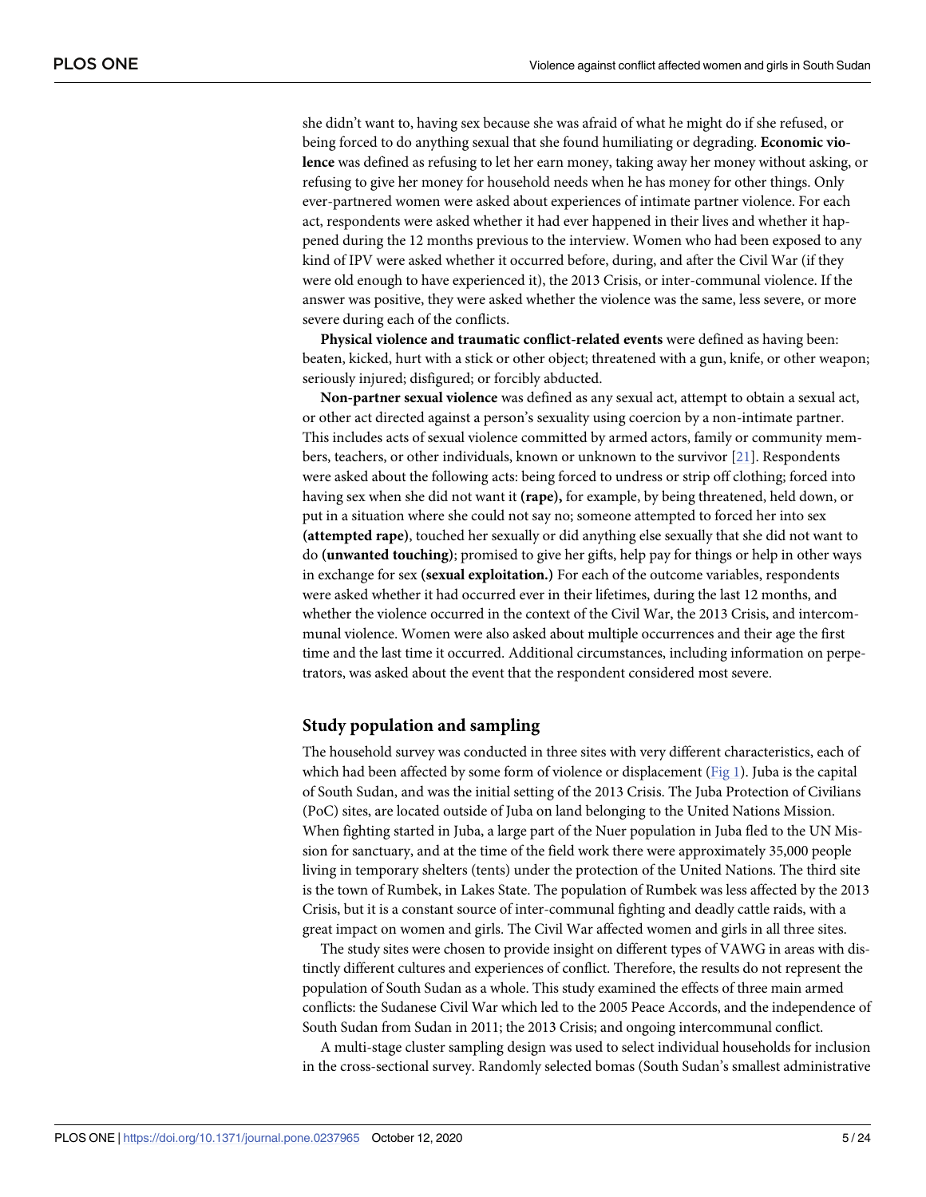she didn't want to, having sex because she was afraid of what he might do if she refused, or being forced to do anything sexual that she found humiliating or degrading. **Economic violence** was defined as refusing to let her earn money, taking away her money without asking, or refusing to give her money for household needs when he has money for other things. Only ever-partnered women were asked about experiences of intimate partner violence. For each act, respondents were asked whether it had ever happened in their lives and whether it happened during the 12 months previous to the interview. Women who had been exposed to any kind of IPV were asked whether it occurred before, during, and after the Civil War (if they were old enough to have experienced it), the 2013 Crisis, or inter-communal violence. If the answer was positive, they were asked whether the violence was the same, less severe, or more severe during each of the conflicts.

**Physical violence and traumatic conflict-related events** were defined as having been: beaten, kicked, hurt with a stick or other object; threatened with a gun, knife, or other weapon; seriously injured; disfigured; or forcibly abducted.

**Non-partner sexual violence** was defined as any sexual act, attempt to obtain a sexual act, or other act directed against a person's sexuality using coercion by a non-intimate partner. This includes acts of sexual violence committed by armed actors, family or community members, teachers, or other individuals, known or unknown to the survivor [21]. Respondents were asked about the following acts: being forced to undress or strip off clothing; forced into having sex when she did not want it **(rape),** for example, by being threatened, held down, or put in a situation where she could not say no; someone attempted to forced her into sex **(attempted rape)**, touched her sexually or did anything else sexually that she did not want to do **(unwanted touching)**; promised to give her gifts, help pay for things or help in other ways in exchange for sex **(sexual exploitation.)** For each of the outcome variables, respondents were asked whether it had occurred ever in their lifetimes, during the last 12 months, and whether the violence occurred in the context of the Civil War, the 2013 Crisis, and intercommunal violence. Women were also asked about multiple occurrences and their age the first time and the last time it occurred. Additional circumstances, including information on perpetrators, was asked about the event that the respondent considered most severe.

## Study population and sampling

The household survey was conducted in three sites with very different characteristics, each of which had been affected by some form of violence or displacement (Fig 1). Juba is the capital of South Sudan, and was the initial setting of the 2013 Crisis. The Juba Protection of Civilians (PoC) sites, are located outside of Juba on land belonging to the United Nations Mission. When fighting started in Juba, a large part of the Nuer population in Juba fled to the UN Mission for sanctuary, and at the time of the field work there were approximately 35,000 people living in temporary shelters (tents) under the protection of the United Nations. The third site is the town of Rumbek, in Lakes State. The population of Rumbek was less affected by the 2013 Crisis, but it is a constant source of inter-communal fighting and deadly cattle raids, with a great impact on women and girls. The Civil War affected women and girls in all three sites.

The study sites were chosen to provide insight on different types of VAWG in areas with distinctly different cultures and experiences of conflict. Therefore, the results do not represent the population of South Sudan as a whole. This study examined the effects of three main armed conflicts: the Sudanese Civil War which led to the 2005 Peace Accords, and the independence of South Sudan from Sudan in 2011; the 2013 Crisis; and ongoing intercommunal conflict.

A multi-stage cluster sampling design was used to select individual households for inclusion in the cross-sectional survey. Randomly selected bomas (South Sudan's smallest administrative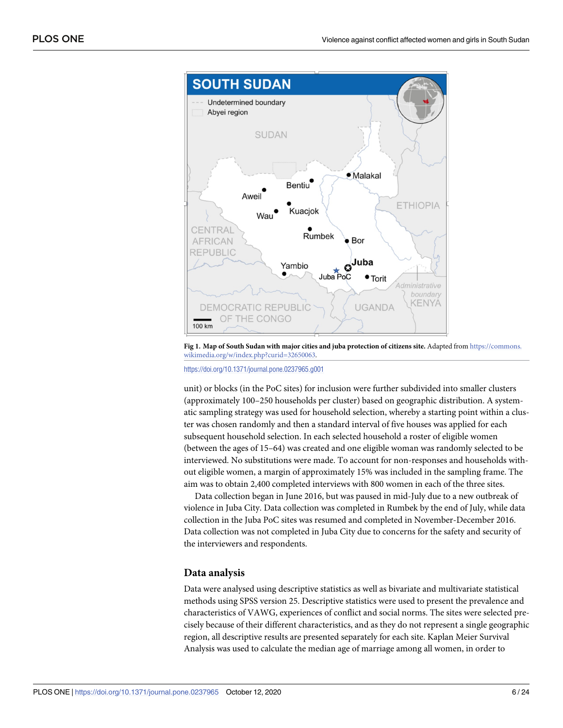Fig 1. Map of South Sudan with major cities and juba protection of citizens site. Adapted from https://commons.wikimedia.org/w/index.php?curid=32650063.

https://doi.org/10.1371/journal.pone.0237965.g001

unit) or blocks (in the PoC sites) for inclusion were further subdivided into smaller clusters (approximately 100–250 households per cluster) based on geographic distribution. A systematic sampling strategy was used for household selection, whereby a starting point within a cluster was chosen randomly and then a standard interval of five houses was applied for each subsequent household selection. In each selected household a roster of eligible women (between the ages of 15–64) was created and one eligible woman was randomly selected to be interviewed. No substitutions were made. To account for non-responses and households without eligible women, a margin of approximately 15% was included in the sampling frame. The aim was to obtain 2,400 completed interviews with 800 women in each of the three sites.

Data collection began in June 2016, but was paused in mid-July due to a new outbreak of violence in Juba City. Data collection was completed in Rumbek by the end of July, while data collection in the Juba PoC sites was resumed and completed in November-December 2016. Data collection was not completed in Juba City due to concerns for the safety and security of the interviewers and respondents.

## Data analysis

Data were analysed using descriptive statistics as well as bivariate and multivariate statistical methods using SPSS version 25. Descriptive statistics were used to present the prevalence and characteristics of VAWG, experiences of conflict and social norms. The sites were selected precisely because of their different characteristics, and as they do not represent a single geographic region, all descriptive results are presented separately for each site. Kaplan Meier Survival Analysis was used to calculate the median age of marriage among all women, in order to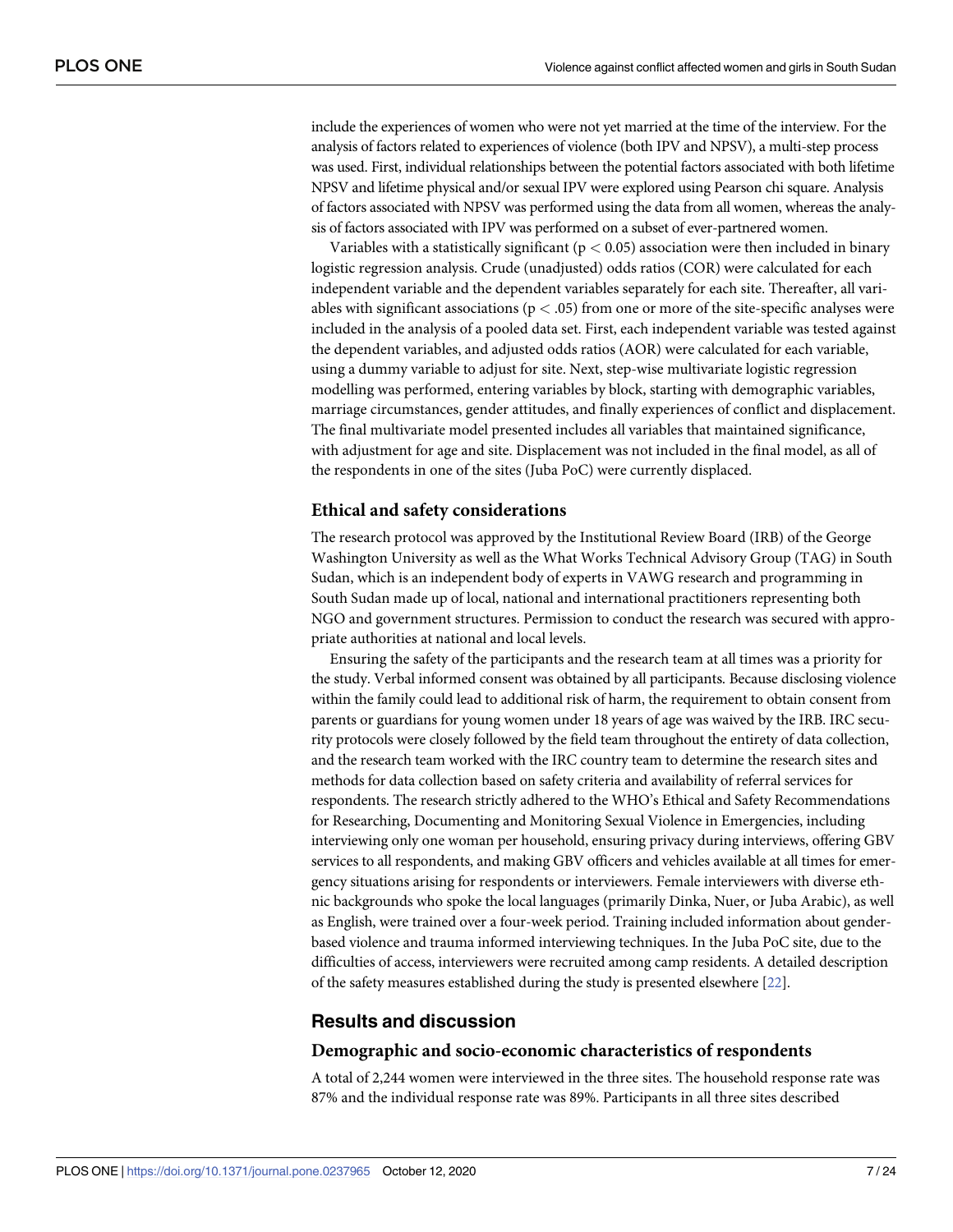include the experiences of women who were not yet married at the time of the interview. For the analysis of factors related to experiences of violence (both IPV and NPSV), a multi-step process was used. First, individual relationships between the potential factors associated with both lifetime NPSV and lifetime physical and/or sexual IPV were explored using Pearson chi square. Analysis of factors associated with NPSV was performed using the data from all women, whereas the analysis of factors associated with IPV was performed on a subset of ever-partnered women.

Variables with a statistically significant ($p < 0.05$) association were then included in binary logistic regression analysis. Crude (unadjusted) odds ratios (COR) were calculated for each independent variable and the dependent variables separately for each site. Thereafter, all variables with significant associations ($p < .05$) from one or more of the site-specific analyses were included in the analysis of a pooled data set. First, each independent variable was tested against the dependent variables, and adjusted odds ratios (AOR) were calculated for each variable, using a dummy variable to adjust for site. Next, step-wise multivariate logistic regression modelling was performed, entering variables by block, starting with demographic variables, marriage circumstances, gender attitudes, and finally experiences of conflict and displacement. The final multivariate model presented includes all variables that maintained significance, with adjustment for age and site. Displacement was not included in the final model, as all of the respondents in one of the sites (Juba PoC) were currently displaced.

### Ethical and safety considerations

The research protocol was approved by the Institutional Review Board (IRB) of the George Washington University as well as the What Works Technical Advisory Group (TAG) in South Sudan, which is an independent body of experts in VAWG research and programming in South Sudan made up of local, national and international practitioners representing both NGO and government structures. Permission to conduct the research was secured with appropriate authorities at national and local levels.

Ensuring the safety of the participants and the research team at all times was a priority for the study. Verbal informed consent was obtained by all participants. Because disclosing violence within the family could lead to additional risk of harm, the requirement to obtain consent from parents or guardians for young women under 18 years of age was waived by the IRB. IRC security protocols were closely followed by the field team throughout the entirety of data collection, and the research team worked with the IRC country team to determine the research sites and methods for data collection based on safety criteria and availability of referral services for respondents. The research strictly adhered to the WHO's Ethical and Safety Recommendations for Researching, Documenting and Monitoring Sexual Violence in Emergencies, including interviewing only one woman per household, ensuring privacy during interviews, offering GBV services to all respondents, and making GBV officers and vehicles available at all times for emergency situations arising for respondents or interviewers. Female interviewers with diverse ethnic backgrounds who spoke the local languages (primarily Dinka, Nuer, or Juba Arabic), as well as English, were trained over a four-week period. Training included information about gender-based violence and trauma informed interviewing techniques. In the Juba PoC site, due to the difficulties of access, interviewers were recruited among camp residents. A detailed description of the safety measures established during the study is presented elsewhere [22].

## Results and discussion

### Demographic and socio-economic characteristics of respondents

A total of 2,244 women were interviewed in the three sites. The household response rate was 87% and the individual response rate was 89%. Participants in all three sites described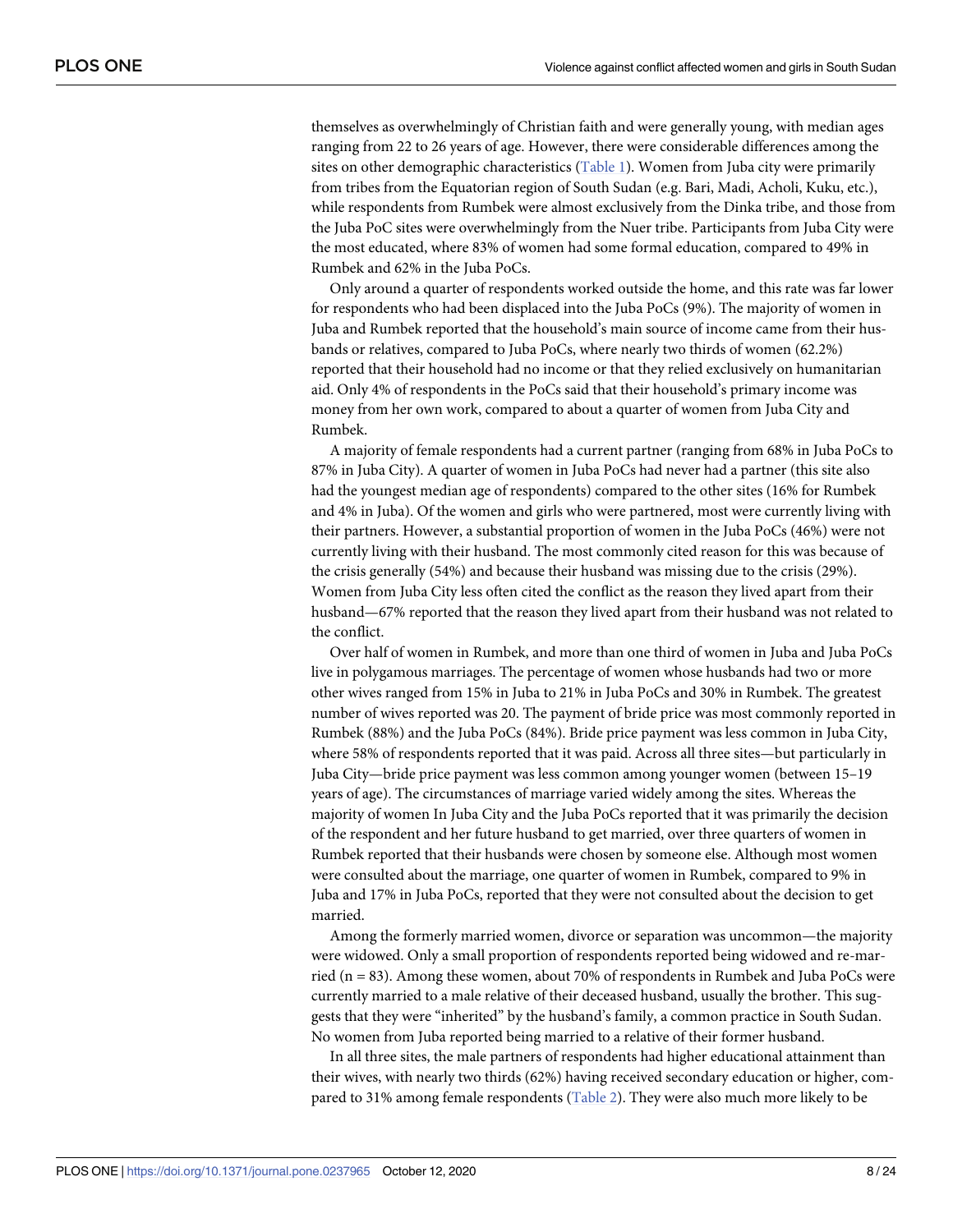themselves as overwhelmingly of Christian faith and were generally young, with median ages ranging from 22 to 26 years of age. However, there were considerable differences among the sites on other demographic characteristics (Table 1). Women from Juba city were primarily from tribes from the Equatorian region of South Sudan (e.g. Bari, Madi, Acholi, Kuku, etc.), while respondents from Rumbek were almost exclusively from the Dinka tribe, and those from the Juba PoC sites were overwhelmingly from the Nuer tribe. Participants from Juba City were the most educated, where 83% of women had some formal education, compared to 49% in Rumbek and 62% in the Juba PoCs.

Only around a quarter of respondents worked outside the home, and this rate was far lower for respondents who had been displaced into the Juba PoCs (9%). The majority of women in Juba and Rumbek reported that the household's main source of income came from their husbands or relatives, compared to Juba PoCs, where nearly two thirds of women (62.2%) reported that their household had no income or that they relied exclusively on humanitarian aid. Only 4% of respondents in the PoCs said that their household's primary income was money from her own work, compared to about a quarter of women from Juba City and Rumbek.

A majority of female respondents had a current partner (ranging from 68% in Juba PoCs to 87% in Juba City). A quarter of women in Juba PoCs had never had a partner (this site also had the youngest median age of respondents) compared to the other sites (16% for Rumbek and 4% in Juba). Of the women and girls who were partnered, most were currently living with their partners. However, a substantial proportion of women in the Juba PoCs (46%) were not currently living with their husband. The most commonly cited reason for this was because of the crisis generally (54%) and because their husband was missing due to the crisis (29%). Women from Juba City less often cited the conflict as the reason they lived apart from their husband—67% reported that the reason they lived apart from their husband was not related to the conflict.

Over half of women in Rumbek, and more than one third of women in Juba and Juba PoCs live in polygamous marriages. The percentage of women whose husbands had two or more other wives ranged from 15% in Juba to 21% in Juba PoCs and 30% in Rumbek. The greatest number of wives reported was 20. The payment of bride price was most commonly reported in Rumbek (88%) and the Juba PoCs (84%). Bride price payment was less common in Juba City, where 58% of respondents reported that it was paid. Across all three sites—but particularly in Juba City—bride price payment was less common among younger women (between 15–19 years of age). The circumstances of marriage varied widely among the sites. Whereas the majority of women In Juba City and the Juba PoCs reported that it was primarily the decision of the respondent and her future husband to get married, over three quarters of women in Rumbek reported that their husbands were chosen by someone else. Although most women were consulted about the marriage, one quarter of women in Rumbek, compared to 9% in Juba and 17% in Juba PoCs, reported that they were not consulted about the decision to get married.

Among the formerly married women, divorce or separation was uncommon—the majority were widowed. Only a small proportion of respondents reported being widowed and re-married (n = 83). Among these women, about 70% of respondents in Rumbek and Juba PoCs were currently married to a male relative of their deceased husband, usually the brother. This suggests that they were "inherited" by the husband's family, a common practice in South Sudan. No women from Juba reported being married to a relative of their former husband.

In all three sites, the male partners of respondents had higher educational attainment than their wives, with nearly two thirds (62%) having received secondary education or higher, compared to 31% among female respondents (Table 2). They were also much more likely to be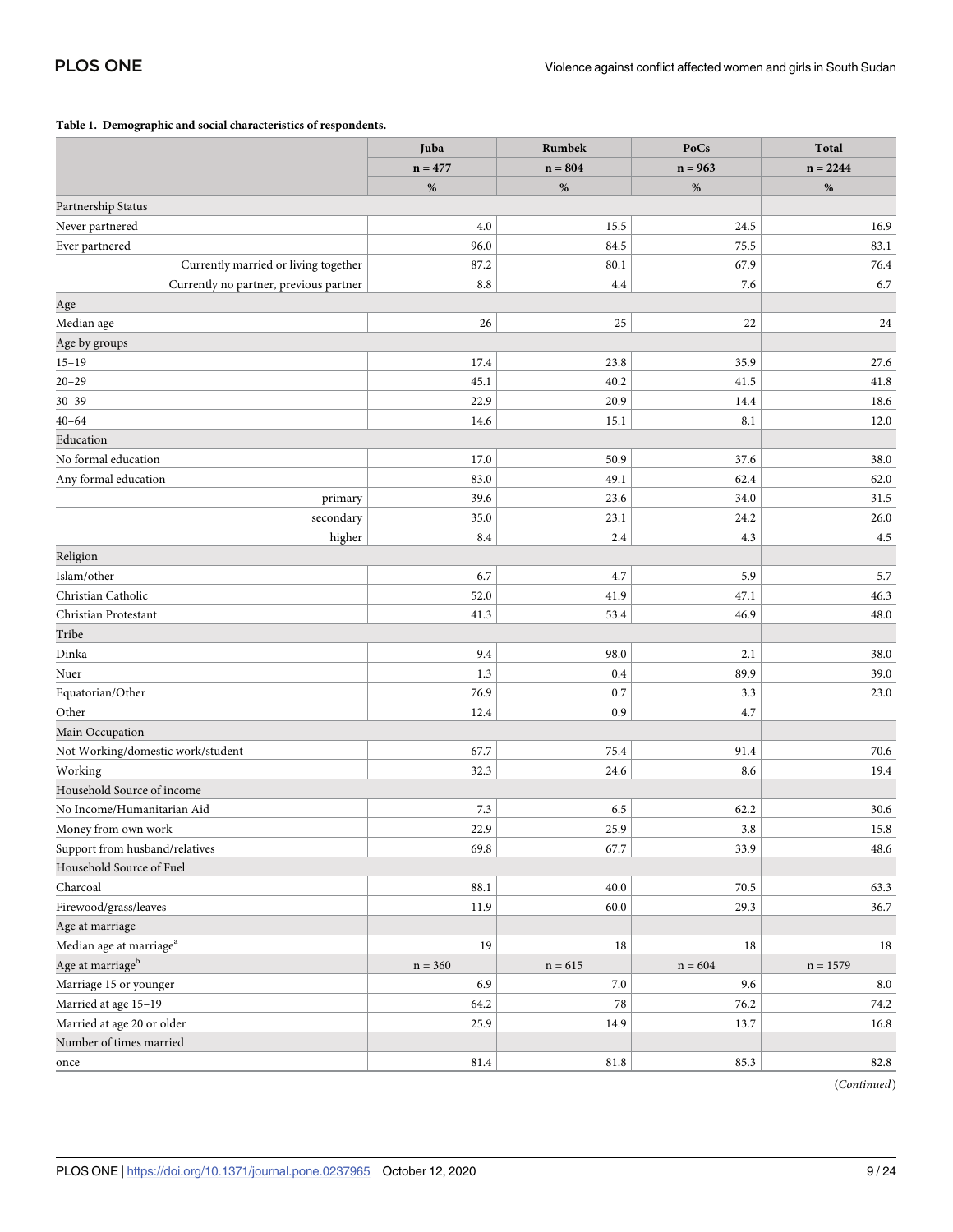**Table 1. Demographic and social characteristics of respondents.**

| | Juba | Rumbek | PoCs | Total |
|---|---|---|---|---|
| | n = 477 | n = 804 | n = 963 | n = 2244 |
| | % | % | % | % |
| Partnership Status | | | | |
| Never partnered | 4.0 | 15.5 | 24.5 | 16.9 |
| Ever partnered | 96.0 | 84.5 | 75.5 | 83.1 |
| Currently married or living together | 87.2 | 80.1 | 67.9 | 76.4 |
| Currently no partner, previous partner | 8.8 | 4.4 | 7.6 | 6.7 |
| Age | | | | |
| Median age | 26 | 25 | 22 | 24 |
| Age by groups | | | | |
| 15–19 | 17.4 | 23.8 | 35.9 | 27.6 |
| 20–29 | 45.1 | 40.2 | 41.5 | 41.8 |
| 30–39 | 22.9 | 20.9 | 14.4 | 18.6 |
| 40–64 | 14.6 | 15.1 | 8.1 | 12.0 |
| Education | | | | |
| No formal education | 17.0 | 50.9 | 37.6 | 38.0 |
| Any formal education | 83.0 | 49.1 | 62.4 | 62.0 |
| primary | 39.6 | 23.6 | 34.0 | 31.5 |
| secondary | 35.0 | 23.1 | 24.2 | 26.0 |
| higher | 8.4 | 2.4 | 4.3 | 4.5 |
| Religion | | | | |
| Islam/other | 6.7 | 4.7 | 5.9 | 5.7 |
| Christian Catholic | 52.0 | 41.9 | 47.1 | 46.3 |
| Christian Protestant | 41.3 | 53.4 | 46.9 | 48.0 |
| Tribe | | | | |
| Dinka | 9.4 | 98.0 | 2.1 | 38.0 |
| Nuer | 1.3 | 0.4 | 89.9 | 39.0 |
| Equatorian/Other | 76.9 | 0.7 | 3.3 | 23.0 |
| Other | 12.4 | 0.9 | 4.7 | |
| Main Occupation | | | | |
| Not Working/domestic work/student | 67.7 | 75.4 | 91.4 | 70.6 |
| Working | 32.3 | 24.6 | 8.6 | 19.4 |
| Household Source of income | | | | |
| No Income/Humanitarian Aid | 7.3 | 6.5 | 62.2 | 30.6 |
| Money from own work | 22.9 | 25.9 | 3.8 | 15.8 |
| Support from husband/relatives | 69.8 | 67.7 | 33.9 | 48.6 |
| Household Source of Fuel | | | | |
| Charcoal | 88.1 | 40.0 | 70.5 | 63.3 |
| Firewood/grass/leaves | 11.9 | 60.0 | 29.3 | 36.7 |
| Age at marriage | | | | |
| Median age at marriage[a] | 19 | 18 | 18 | 18 |
| Age at marriage[b] | n = 360 | n = 615 | n = 604 | n = 1579 |
| Marriage 15 or younger | 6.9 | 7.0 | 9.6 | 8.0 |
| Married at age 15–19 | 64.2 | 78 | 76.2 | 74.2 |
| Married at age 20 or older | 25.9 | 14.9 | 13.7 | 16.8 |
| Number of times married | | | | |
| once | 81.4 | 81.8 | 85.3 | 82.8 |

(*Continued*)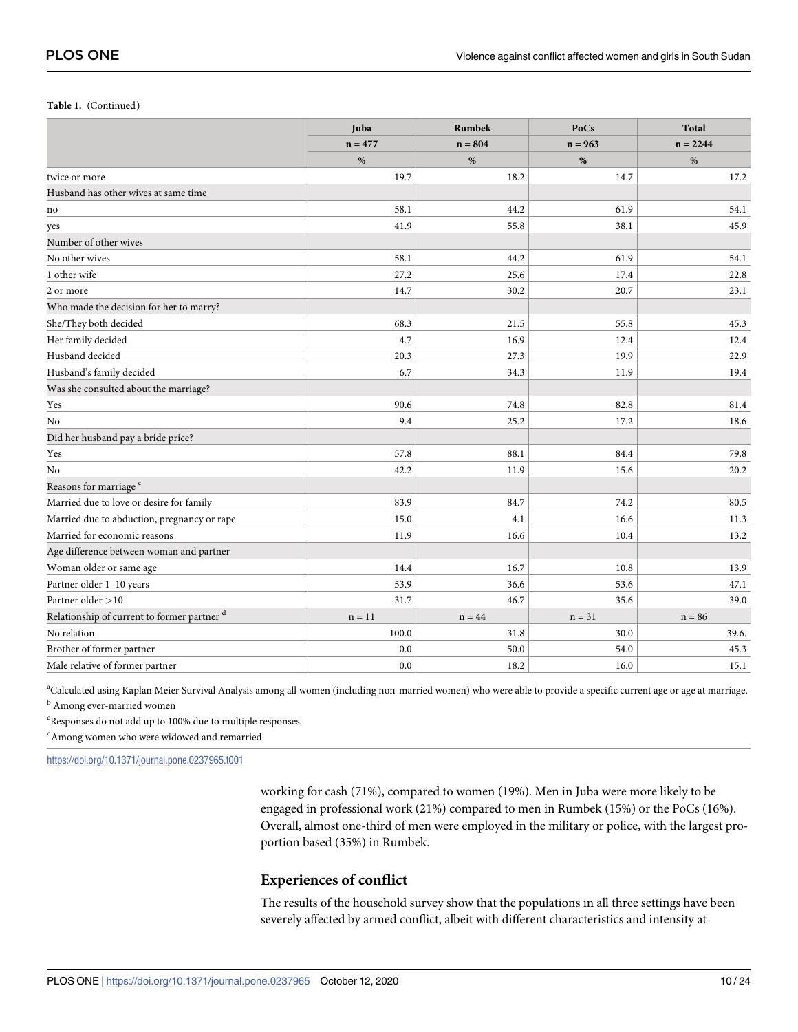**Table 1.** (Continued)

| | Juba | Rumbek | PoCs | Total |
|---|---|---|---|---|
| | n = 477 | n = 804 | n = 963 | n = 2244 |
| | % | % | % | % |
| twice or more | 19.7 | 18.2 | 14.7 | 17.2 |
| Husband has other wives at same time | | | | |
| no | 58.1 | 44.2 | 61.9 | 54.1 |
| yes | 41.9 | 55.8 | 38.1 | 45.9 |
| Number of other wives | | | | |
| No other wives | 58.1 | 44.2 | 61.9 | 54.1 |
| 1 other wife | 27.2 | 25.6 | 17.4 | 22.8 |
| 2 or more | 14.7 | 30.2 | 20.7 | 23.1 |
| Who made the decision for her to marry? | | | | |
| She/They both decided | 68.3 | 21.5 | 55.8 | 45.3 |
| Her family decided | 4.7 | 16.9 | 12.4 | 12.4 |
| Husband decided | 20.3 | 27.3 | 19.9 | 22.9 |
| Husband's family decided | 6.7 | 34.3 | 11.9 | 19.4 |
| Was she consulted about the marriage? | | | | |
| Yes | 90.6 | 74.8 | 82.8 | 81.4 |
| No | 9.4 | 25.2 | 17.2 | 18.6 |
| Did her husband pay a bride price? | | | | |
| Yes | 57.8 | 88.1 | 84.4 | 79.8 |
| No | 42.2 | 11.9 | 15.6 | 20.2 |
| Reasons for marriage [c] | | | | |
| Married due to love or desire for family | 83.9 | 84.7 | 74.2 | 80.5 |
| Married due to abduction, pregnancy or rape | 15.0 | 4.1 | 16.6 | 11.3 |
| Married for economic reasons | 11.9 | 16.6 | 10.4 | 13.2 |
| Age difference between woman and partner | | | | |
| Woman older or same age | 14.4 | 16.7 | 10.8 | 13.9 |
| Partner older 1–10 years | 53.9 | 36.6 | 53.6 | 47.1 |
| Partner older >10 | 31.7 | 46.7 | 35.6 | 39.0 |
| Relationship of current to former partner [d] | n = 11 | n = 44 | n = 31 | n = 86 |
| No relation | 100.0 | 31.8 | 30.0 | 39.6. |
| Brother of former partner | 0.0 | 50.0 | 54.0 | 45.3 |
| Male relative of former partner | 0.0 | 18.2 | 16.0 | 15.1 |

[a]Calculated using Kaplan Meier Survival Analysis among all women (including non-married women) who were able to provide a specific current age or age at marriage.

[b] Among ever-married women

[c]Responses do not add up to 100% due to multiple responses.

[d]Among women who were widowed and remarried

https://doi.org/10.1371/journal.pone.0237965.t001

working for cash (71%), compared to women (19%). Men in Juba were more likely to be engaged in professional work (21%) compared to men in Rumbek (15%) or the PoCs (16%). Overall, almost one-third of men were employed in the military or police, with the largest proportion based (35%) in Rumbek.

## Experiences of conflict

The results of the household survey show that the populations in all three settings have been severely affected by armed conflict, albeit with different characteristics and intensity at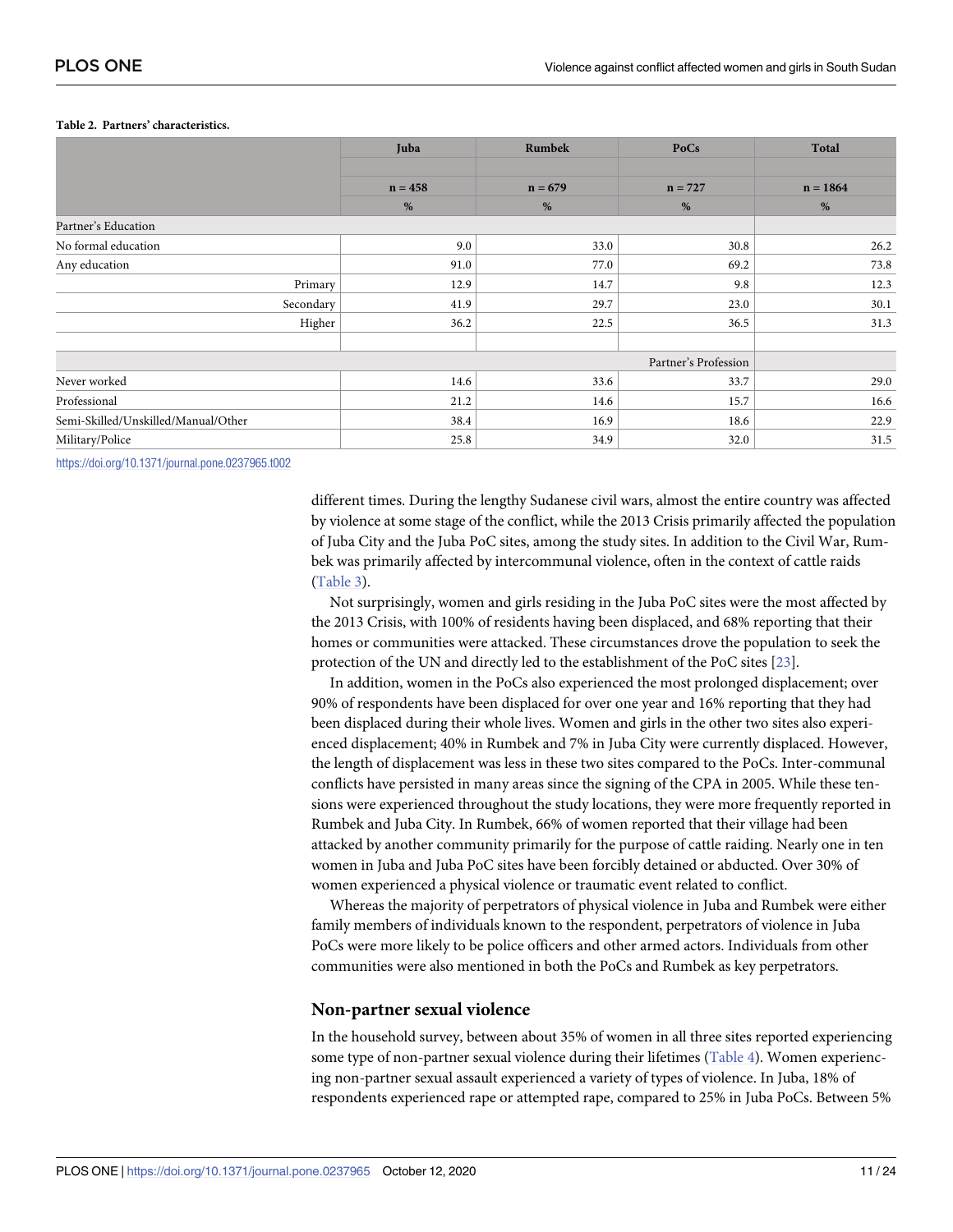**Table 2. Partners' characteristics.**

| | Juba | Rumbek | PoCs | Total |
|---|---|---|---|---|
| | n = 458 | n = 679 | n = 727 | n = 1864 |
| | % | % | % | % |
| Partner's Education | | | | |
| No formal education | 9.0 | 33.0 | 30.8 | 26.2 |
| Any education | 91.0 | 77.0 | 69.2 | 73.8 |
| Primary | 12.9 | 14.7 | 9.8 | 12.3 |
| Secondary | 41.9 | 29.7 | 23.0 | 30.1 |
| Higher | 36.2 | 22.5 | 36.5 | 31.3 |
| Partner's Profession | | | | |
| Never worked | 14.6 | 33.6 | 33.7 | 29.0 |
| Professional | 21.2 | 14.6 | 15.7 | 16.6 |
| Semi-Skilled/Unskilled/Manual/Other | 38.4 | 16.9 | 18.6 | 22.9 |
| Military/Police | 25.8 | 34.9 | 32.0 | 31.5 |

https://doi.org/10.1371/journal.pone.0237965.t002

different times. During the lengthy Sudanese civil wars, almost the entire country was affected by violence at some stage of the conflict, while the 2013 Crisis primarily affected the population of Juba City and the Juba PoC sites, among the study sites. In addition to the Civil War, Rumbek was primarily affected by intercommunal violence, often in the context of cattle raids (Table 3).

Not surprisingly, women and girls residing in the Juba PoC sites were the most affected by the 2013 Crisis, with 100% of residents having been displaced, and 68% reporting that their homes or communities were attacked. These circumstances drove the population to seek the protection of the UN and directly led to the establishment of the PoC sites [23].

In addition, women in the PoCs also experienced the most prolonged displacement; over 90% of respondents have been displaced for over one year and 16% reporting that they had been displaced during their whole lives. Women and girls in the other two sites also experienced displacement; 40% in Rumbek and 7% in Juba City were currently displaced. However, the length of displacement was less in these two sites compared to the PoCs. Inter-communal conflicts have persisted in many areas since the signing of the CPA in 2005. While these tensions were experienced throughout the study locations, they were more frequently reported in Rumbek and Juba City. In Rumbek, 66% of women reported that their village had been attacked by another community primarily for the purpose of cattle raiding. Nearly one in ten women in Juba and Juba PoC sites have been forcibly detained or abducted. Over 30% of women experienced a physical violence or traumatic event related to conflict.

Whereas the majority of perpetrators of physical violence in Juba and Rumbek were either family members of individuals known to the respondent, perpetrators of violence in Juba PoCs were more likely to be police officers and other armed actors. Individuals from other communities were also mentioned in both the PoCs and Rumbek as key perpetrators.

## Non-partner sexual violence

In the household survey, between about 35% of women in all three sites reported experiencing some type of non-partner sexual violence during their lifetimes (Table 4). Women experiencing non-partner sexual assault experienced a variety of types of violence. In Juba, 18% of respondents experienced rape or attempted rape, compared to 25% in Juba PoCs. Between 5%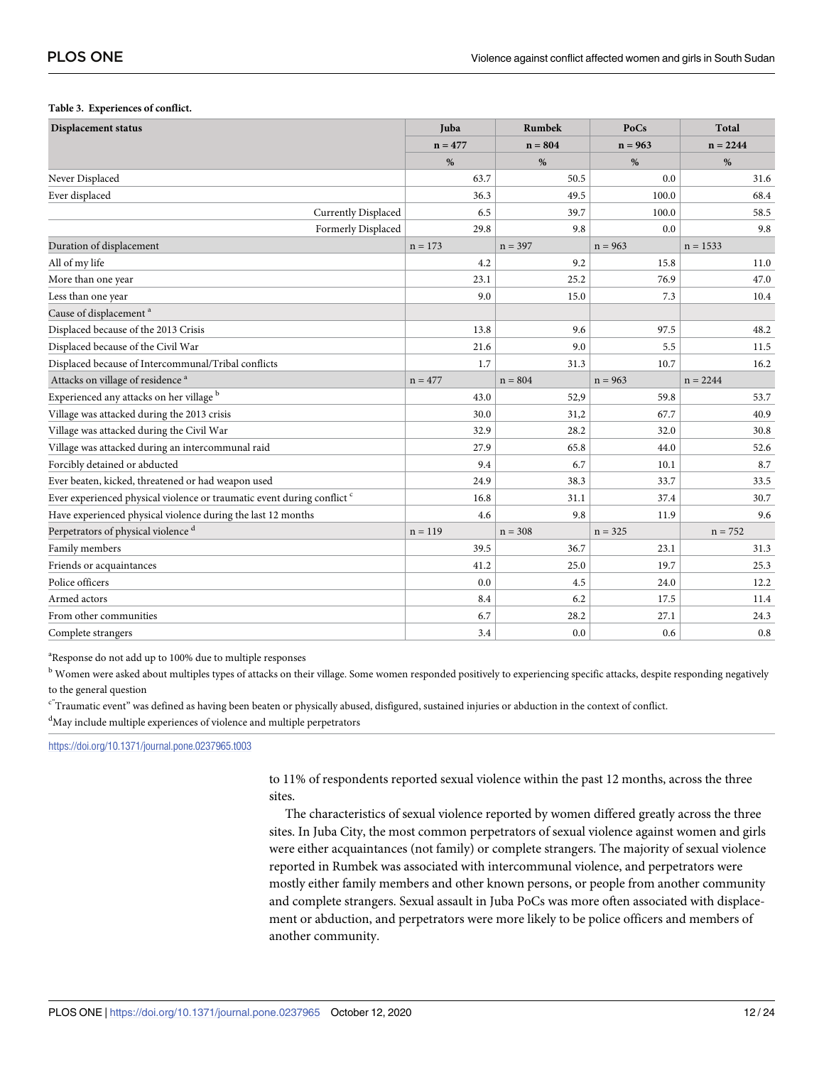**Table 3. Experiences of conflict.**

| Displacement status | Juba | Rumbek | PoCs | Total |
|---|---|---|---|---|
| | n = 477 | n = 804 | n = 963 | n = 2244 |
| | % | % | % | % |
| Never Displaced | 63.7 | 50.5 | 0.0 | 31.6 |
| Ever displaced | 36.3 | 49.5 | 100.0 | 68.4 |
| Currently Displaced | 6.5 | 39.7 | 100.0 | 58.5 |
| Formerly Displaced | 29.8 | 9.8 | 0.0 | 9.8 |
| Duration of displacement | n = 173 | n = 397 | n = 963 | n = 1533 |
| All of my life | 4.2 | 9.2 | 15.8 | 11.0 |
| More than one year | 23.1 | 25.2 | 76.9 | 47.0 |
| Less than one year | 9.0 | 15.0 | 7.3 | 10.4 |
| Cause of displacement [a] | | | | |
| Displaced because of the 2013 Crisis | 13.8 | 9.6 | 97.5 | 48.2 |
| Displaced because of the Civil War | 21.6 | 9.0 | 5.5 | 11.5 |
| Displaced because of Intercommunal/Tribal conflicts | 1.7 | 31.3 | 10.7 | 16.2 |
| Attacks on village of residence [a] | n = 477 | n = 804 | n = 963 | n = 2244 |
| Experienced any attacks on her village [b] | 43.0 | 52,9 | 59.8 | 53.7 |
| Village was attacked during the 2013 crisis | 30.0 | 31,2 | 67.7 | 40.9 |
| Village was attacked during the Civil War | 32.9 | 28.2 | 32.0 | 30.8 |
| Village was attacked during an intercommunal raid | 27.9 | 65.8 | 44.0 | 52.6 |
| Forcibly detained or abducted | 9.4 | 6.7 | 10.1 | 8.7 |
| Ever beaten, kicked, threatened or had weapon used | 24.9 | 38.3 | 33.7 | 33.5 |
| Ever experienced physical violence or traumatic event during conflict [c] | 16.8 | 31.1 | 37.4 | 30.7 |
| Have experienced physical violence during the last 12 months | 4.6 | 9.8 | 11.9 | 9.6 |
| Perpetrators of physical violence [d] | n = 119 | n = 308 | n = 325 | n = 752 |
| Family members | 39.5 | 36.7 | 23.1 | 31.3 |
| Friends or acquaintances | 41.2 | 25.0 | 19.7 | 25.3 |
| Police officers | 0.0 | 4.5 | 24.0 | 12.2 |
| Armed actors | 8.4 | 6.2 | 17.5 | 11.4 |
| From other communities | 6.7 | 28.2 | 27.1 | 24.3 |
| Complete strangers | 3.4 | 0.0 | 0.6 | 0.8 |

[a]Response do not add up to 100% due to multiple responses

[b] Women were asked about multiples types of attacks on their village. Some women responded positively to experiencing specific attacks, despite responding negatively to the general question

[c]"Traumatic event" was defined as having been beaten or physically abused, disfigured, sustained injuries or abduction in the context of conflict.

[d]May include multiple experiences of violence and multiple perpetrators

https://doi.org/10.1371/journal.pone.0237965.t003

to 11% of respondents reported sexual violence within the past 12 months, across the three sites.

The characteristics of sexual violence reported by women differed greatly across the three sites. In Juba City, the most common perpetrators of sexual violence against women and girls were either acquaintances (not family) or complete strangers. The majority of sexual violence reported in Rumbek was associated with intercommunal violence, and perpetrators were mostly either family members and other known persons, or people from another community and complete strangers. Sexual assault in Juba PoCs was more often associated with displacement or abduction, and perpetrators were more likely to be police officers and members of another community.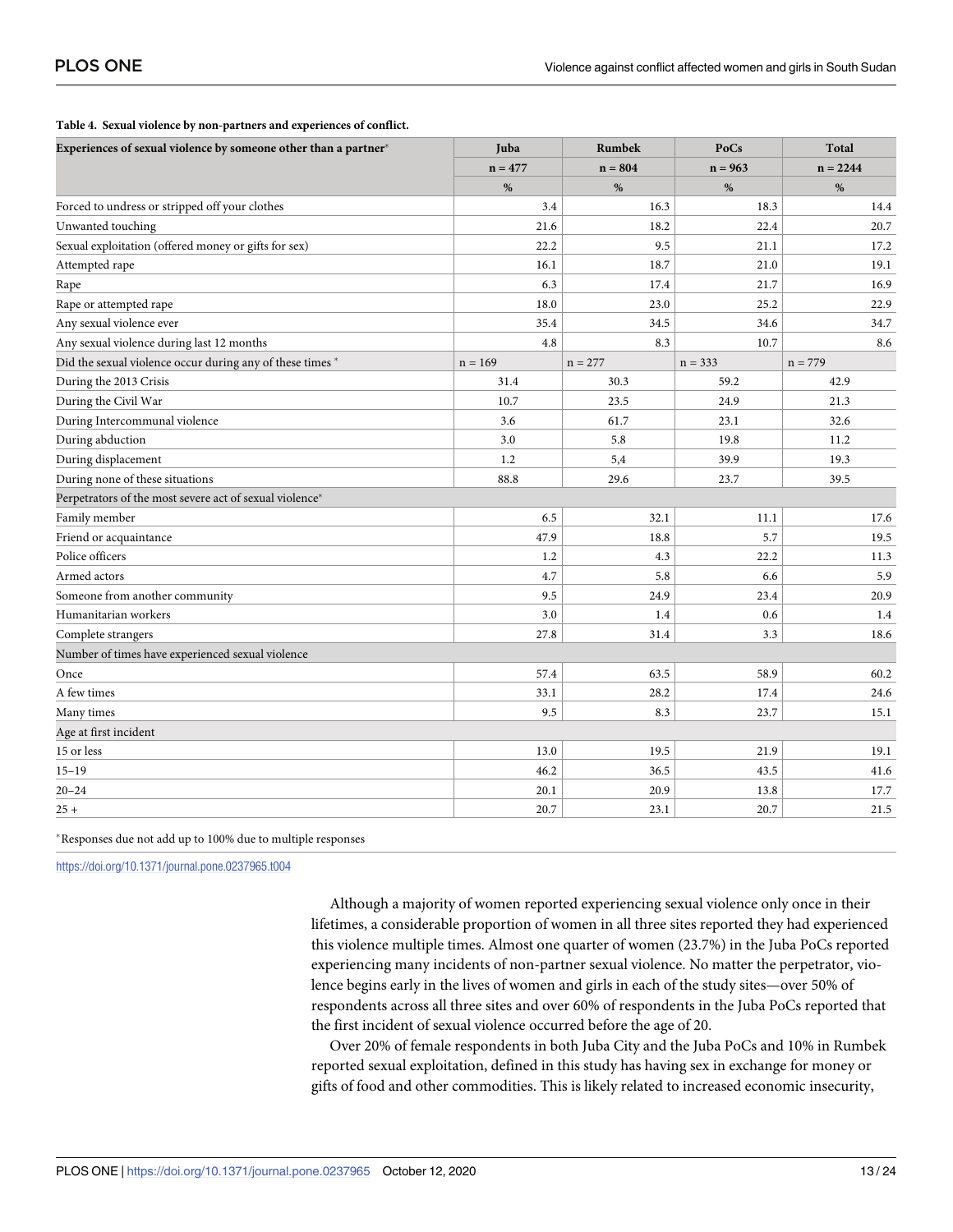**Table 4. Sexual violence by non-partners and experiences of conflict.**

| Experiences of sexual violence by someone other than a partner* | Juba | Rumbek | PoCs | Total |
|---|---|---|---|---|
| | n = 477 | n = 804 | n = 963 | n = 2244 |
| | % | % | % | % |
| Forced to undress or stripped off your clothes | 3.4 | 16.3 | 18.3 | 14.4 |
| Unwanted touching | 21.6 | 18.2 | 22.4 | 20.7 |
| Sexual exploitation (offered money or gifts for sex) | 22.2 | 9.5 | 21.1 | 17.2 |
| Attempted rape | 16.1 | 18.7 | 21.0 | 19.1 |
| Rape | 6.3 | 17.4 | 21.7 | 16.9 |
| Rape or attempted rape | 18.0 | 23.0 | 25.2 | 22.9 |
| Any sexual violence ever | 35.4 | 34.5 | 34.6 | 34.7 |
| Any sexual violence during last 12 months | 4.8 | 8.3 | 10.7 | 8.6 |
| Did the sexual violence occur during any of these times * | n = 169 | n = 277 | n = 333 | n = 779 |
| During the 2013 Crisis | 31.4 | 30.3 | 59.2 | 42.9 |
| During the Civil War | 10.7 | 23.5 | 24.9 | 21.3 |
| During Intercommunal violence | 3.6 | 61.7 | 23.1 | 32.6 |
| During abduction | 3.0 | 5.8 | 19.8 | 11.2 |
| During displacement | 1.2 | 5,4 | 39.9 | 19.3 |
| During none of these situations | 88.8 | 29.6 | 23.7 | 39.5 |
| Perpetrators of the most severe act of sexual violence* | | | | |
| Family member | 6.5 | 32.1 | 11.1 | 17.6 |
| Friend or acquaintance | 47.9 | 18.8 | 5.7 | 19.5 |
| Police officers | 1.2 | 4.3 | 22.2 | 11.3 |
| Armed actors | 4.7 | 5.8 | 6.6 | 5.9 |
| Someone from another community | 9.5 | 24.9 | 23.4 | 20.9 |
| Humanitarian workers | 3.0 | 1.4 | 0.6 | 1.4 |
| Complete strangers | 27.8 | 31.4 | 3.3 | 18.6 |
| Number of times have experienced sexual violence | | | | |
| Once | 57.4 | 63.5 | 58.9 | 60.2 |
| A few times | 33.1 | 28.2 | 17.4 | 24.6 |
| Many times | 9.5 | 8.3 | 23.7 | 15.1 |
| Age at first incident | | | | |
| 15 or less | 13.0 | 19.5 | 21.9 | 19.1 |
| 15–19 | 46.2 | 36.5 | 43.5 | 41.6 |
| 20–24 | 20.1 | 20.9 | 13.8 | 17.7 |
| 25 + | 20.7 | 23.1 | 20.7 | 21.5 |

*Responses due not add up to 100% due to multiple responses

https://doi.org/10.1371/journal.pone.0237965.t004

Although a majority of women reported experiencing sexual violence only once in their lifetimes, a considerable proportion of women in all three sites reported they had experienced this violence multiple times. Almost one quarter of women (23.7%) in the Juba PoCs reported experiencing many incidents of non-partner sexual violence. No matter the perpetrator, violence begins early in the lives of women and girls in each of the study sites—over 50% of respondents across all three sites and over 60% of respondents in the Juba PoCs reported that the first incident of sexual violence occurred before the age of 20.

Over 20% of female respondents in both Juba City and the Juba PoCs and 10% in Rumbek reported sexual exploitation, defined in this study has having sex in exchange for money or gifts of food and other commodities. This is likely related to increased economic insecurity,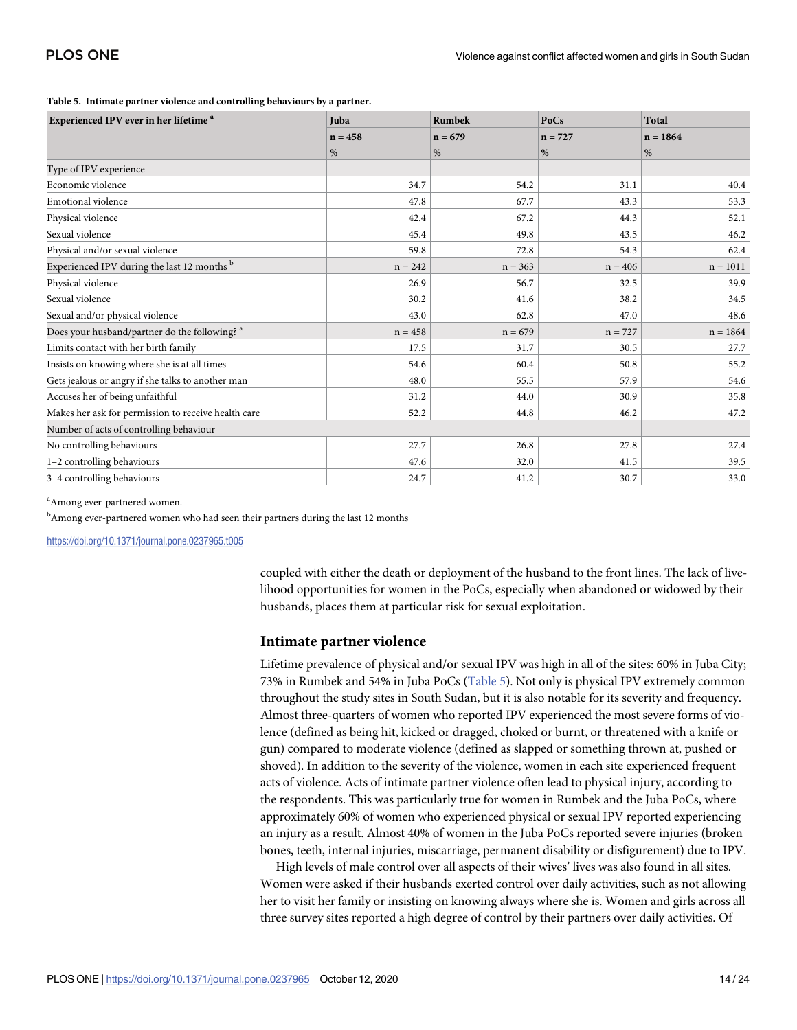**Table 5. Intimate partner violence and controlling behaviours by a partner.**

| Experienced IPV ever in her lifetime [a] | Juba | Rumbek | PoCs | Total |
|---|---|---|---|---|
| | n = 458 | n = 679 | n = 727 | n = 1864 |
| | % | % | % | % |
| Type of IPV experience | | | | |
| Economic violence | 34.7 | 54.2 | 31.1 | 40.4 |
| Emotional violence | 47.8 | 67.7 | 43.3 | 53.3 |
| Physical violence | 42.4 | 67.2 | 44.3 | 52.1 |
| Sexual violence | 45.4 | 49.8 | 43.5 | 46.2 |
| Physical and/or sexual violence | 59.8 | 72.8 | 54.3 | 62.4 |
| Experienced IPV during the last 12 months [b] | n = 242 | n = 363 | n = 406 | n = 1011 |
| Physical violence | 26.9 | 56.7 | 32.5 | 39.9 |
| Sexual violence | 30.2 | 41.6 | 38.2 | 34.5 |
| Sexual and/or physical violence | 43.0 | 62.8 | 47.0 | 48.6 |
| Does your husband/partner do the following? [a] | n = 458 | n = 679 | n = 727 | n = 1864 |
| Limits contact with her birth family | 17.5 | 31.7 | 30.5 | 27.7 |
| Insists on knowing where she is at all times | 54.6 | 60.4 | 50.8 | 55.2 |
| Gets jealous or angry if she talks to another man | 48.0 | 55.5 | 57.9 | 54.6 |
| Accuses her of being unfaithful | 31.2 | 44.0 | 30.9 | 35.8 |
| Makes her ask for permission to receive health care | 52.2 | 44.8 | 46.2 | 47.2 |
| Number of acts of controlling behaviour | | | | |
| No controlling behaviours | 27.7 | 26.8 | 27.8 | 27.4 |
| 1–2 controlling behaviours | 47.6 | 32.0 | 41.5 | 39.5 |
| 3–4 controlling behaviours | 24.7 | 41.2 | 30.7 | 33.0 |

[a]Among ever-partnered women.

[b]Among ever-partnered women who had seen their partners during the last 12 months

https://doi.org/10.1371/journal.pone.0237965.t005

coupled with either the death or deployment of the husband to the front lines. The lack of livelihood opportunities for women in the PoCs, especially when abandoned or widowed by their husbands, places them at particular risk for sexual exploitation.

## Intimate partner violence

Lifetime prevalence of physical and/or sexual IPV was high in all of the sites: 60% in Juba City; 73% in Rumbek and 54% in Juba PoCs (Table 5). Not only is physical IPV extremely common throughout the study sites in South Sudan, but it is also notable for its severity and frequency. Almost three-quarters of women who reported IPV experienced the most severe forms of violence (defined as being hit, kicked or dragged, choked or burnt, or threatened with a knife or gun) compared to moderate violence (defined as slapped or something thrown at, pushed or shoved). In addition to the severity of the violence, women in each site experienced frequent acts of violence. Acts of intimate partner violence often lead to physical injury, according to the respondents. This was particularly true for women in Rumbek and the Juba PoCs, where approximately 60% of women who experienced physical or sexual IPV reported experiencing an injury as a result. Almost 40% of women in the Juba PoCs reported severe injuries (broken bones, teeth, internal injuries, miscarriage, permanent disability or disfigurement) due to IPV.

High levels of male control over all aspects of their wives' lives was also found in all sites. Women were asked if their husbands exerted control over daily activities, such as not allowing her to visit her family or insisting on knowing always where she is. Women and girls across all three survey sites reported a high degree of control by their partners over daily activities. Of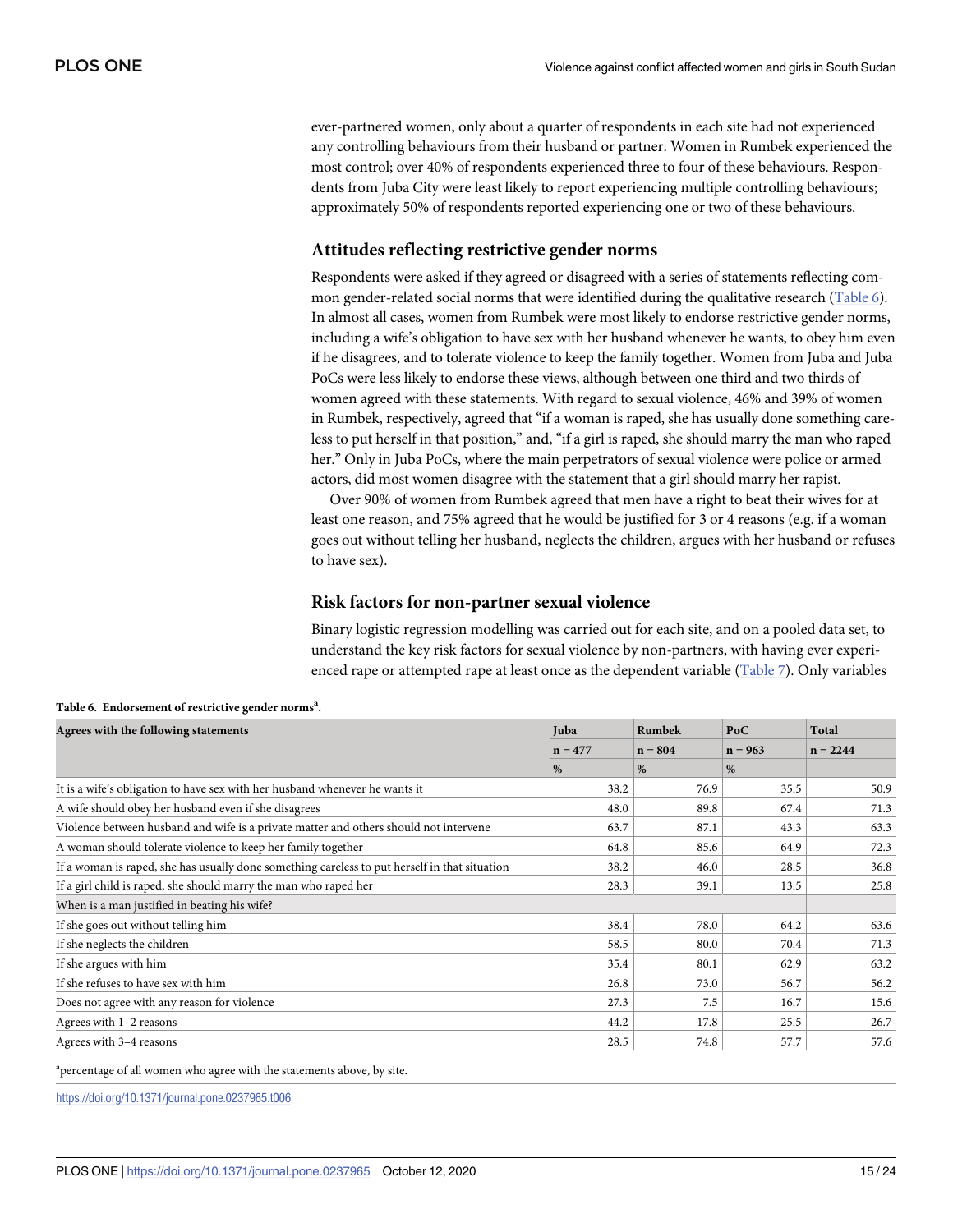ever-partnered women, only about a quarter of respondents in each site had not experienced any controlling behaviours from their husband or partner. Women in Rumbek experienced the most control; over 40% of respondents experienced three to four of these behaviours. Respondents from Juba City were least likely to report experiencing multiple controlling behaviours; approximately 50% of respondents reported experiencing one or two of these behaviours.

## Attitudes reflecting restrictive gender norms

Respondents were asked if they agreed or disagreed with a series of statements reflecting common gender-related social norms that were identified during the qualitative research (Table 6). In almost all cases, women from Rumbek were most likely to endorse restrictive gender norms, including a wife's obligation to have sex with her husband whenever he wants, to obey him even if he disagrees, and to tolerate violence to keep the family together. Women from Juba and Juba PoCs were less likely to endorse these views, although between one third and two thirds of women agreed with these statements. With regard to sexual violence, 46% and 39% of women in Rumbek, respectively, agreed that "if a woman is raped, she has usually done something careless to put herself in that position," and, "if a girl is raped, she should marry the man who raped her." Only in Juba PoCs, where the main perpetrators of sexual violence were police or armed actors, did most women disagree with the statement that a girl should marry her rapist.

Over 90% of women from Rumbek agreed that men have a right to beat their wives for at least one reason, and 75% agreed that he would be justified for 3 or 4 reasons (e.g. if a woman goes out without telling her husband, neglects the children, argues with her husband or refuses to have sex).

## Risk factors for non-partner sexual violence

Binary logistic regression modelling was carried out for each site, and on a pooled data set, to understand the key risk factors for sexual violence by non-partners, with having ever experienced rape or attempted rape at least once as the dependent variable (Table 7). Only variables

**Table 6. Endorsement of restrictive gender norms[a].**

| Agrees with the following statements | Juba | Rumbek | PoC | Total |
|---|---|---|---|---|
| | n = 477 | n = 804 | n = 963 | n = 2244 |
| | % | % | % | |
| It is a wife's obligation to have sex with her husband whenever he wants it | 38.2 | 76.9 | 35.5 | 50.9 |
| A wife should obey her husband even if she disagrees | 48.0 | 89.8 | 67.4 | 71.3 |
| Violence between husband and wife is a private matter and others should not intervene | 63.7 | 87.1 | 43.3 | 63.3 |
| A woman should tolerate violence to keep her family together | 64.8 | 85.6 | 64.9 | 72.3 |
| If a woman is raped, she has usually done something careless to put herself in that situation | 38.2 | 46.0 | 28.5 | 36.8 |
| If a girl child is raped, she should marry the man who raped her | 28.3 | 39.1 | 13.5 | 25.8 |
| When is a man justified in beating his wife? | | | | |
| If she goes out without telling him | 38.4 | 78.0 | 64.2 | 63.6 |
| If she neglects the children | 58.5 | 80.0 | 70.4 | 71.3 |
| If she argues with him | 35.4 | 80.1 | 62.9 | 63.2 |
| If she refuses to have sex with him | 26.8 | 73.0 | 56.7 | 56.2 |
| Does not agree with any reason for violence | 27.3 | 7.5 | 16.7 | 15.6 |
| Agrees with 1–2 reasons | 44.2 | 17.8 | 25.5 | 26.7 |
| Agrees with 3–4 reasons | 28.5 | 74.8 | 57.7 | 57.6 |

[a]percentage of all women who agree with the statements above, by site.

https://doi.org/10.1371/journal.pone.0237965.t006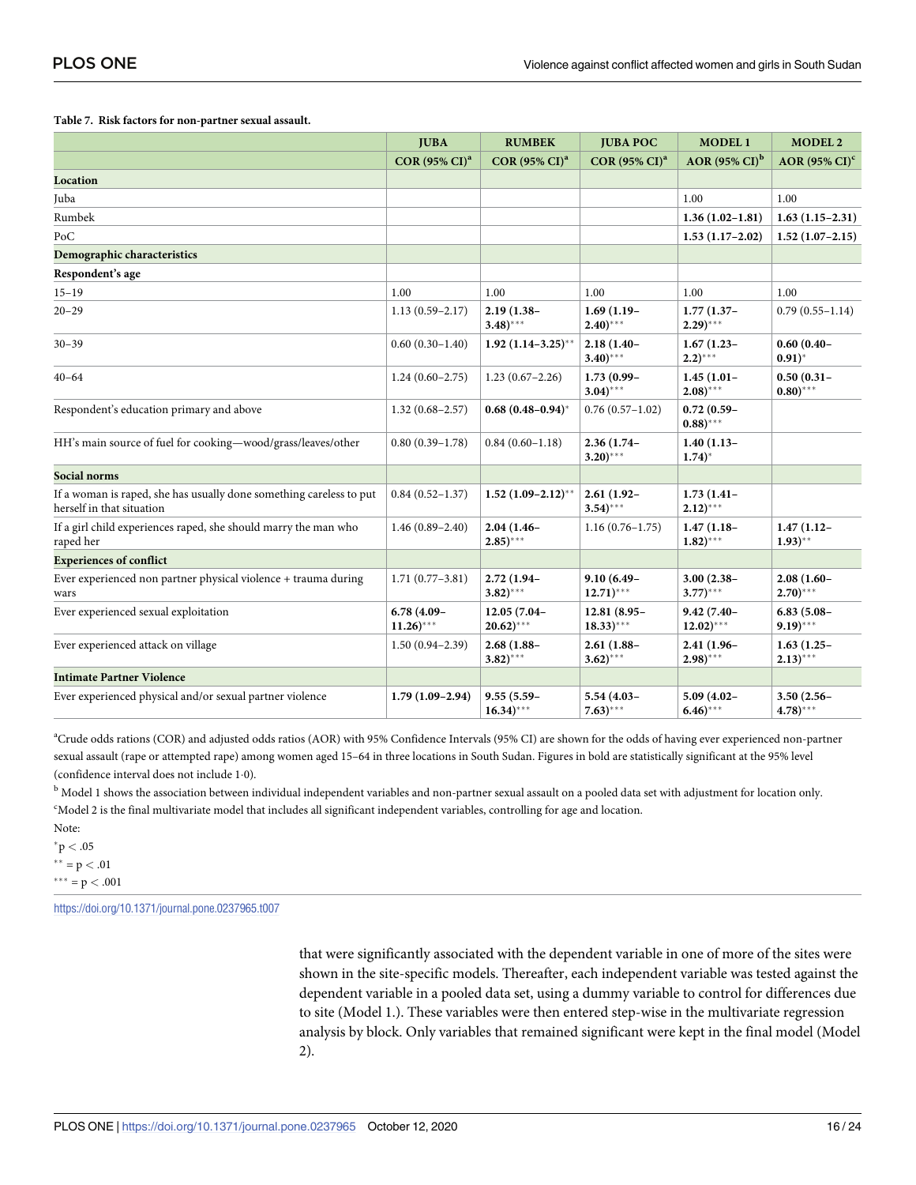**Table 7. Risk factors for non-partner sexual assault.**

| | JUBA | RUMBEK | JUBA POC | MODEL 1 | MODEL 2 |
|---|---|---|---|---|---|
| | COR (95% CI)[a] | COR (95% CI)[a] | COR (95% CI)[a] | AOR (95% CI)[b] | AOR (95% CI)[c] |
| **Location** | | | | | |
| Juba | | | | 1.00 | 1.00 |
| Rumbek | | | | **1.36 (1.02–1.81)** | **1.63 (1.15–2.31)** |
| PoC | | | | **1.53 (1.17–2.02)** | **1.52 (1.07–2.15)** |
| **Demographic characteristics** | | | | | |
| **Respondent's age** | | | | | |
| 15–19 | 1.00 | 1.00 | 1.00 | 1.00 | 1.00 |
| 20–29 | 1.13 (0.59–2.17) | **2.19 (1.38–3.48)**\*\*\* | **1.69 (1.19–2.40)**\*\*\* | **1.77 (1.37–2.29)**\*\*\* | 0.79 (0.55–1.14) |
| 30–39 | 0.60 (0.30–1.40) | **1.92 (1.14–3.25)**\*\* | **2.18 (1.40–3.40)**\*\*\* | **1.67 (1.23–2.2)**\*\*\* | **0.60 (0.40–0.91)**\* |
| 40–64 | 1.24 (0.60–2.75) | 1.23 (0.67–2.26) | **1.73 (0.99–3.04)**\*\*\* | **1.45 (1.01–2.08)**\*\*\* | **0.50 (0.31–0.80)**\*\*\* |
| Respondent's education primary and above | 1.32 (0.68–2.57) | **0.68 (0.48–0.94)**\* | 0.76 (0.57–1.02) | **0.72 (0.59–0.88)**\*\*\* | |
| HH's main source of fuel for cooking—wood/grass/leaves/other | 0.80 (0.39–1.78) | 0.84 (0.60–1.18) | **2.36 (1.74–3.20)**\*\*\* | **1.40 (1.13–1.74)**\* | |
| **Social norms** | | | | | |
| If a woman is raped, she has usually done something careless to put herself in that situation | 0.84 (0.52–1.37) | **1.52 (1.09–2.12)**\*\* | **2.61 (1.92–3.54)**\*\*\* | **1.73 (1.41–2.12)**\*\*\* | |
| If a girl child experiences raped, she should marry the man who raped her | 1.46 (0.89–2.40) | **2.04 (1.46–2.85)**\*\*\* | 1.16 (0.76–1.75) | **1.47 (1.18–1.82)**\*\*\* | **1.47 (1.12–1.93)**\*\* |
| **Experiences of conflict** | | | | | |
| Ever experienced non partner physical violence + trauma during wars | 1.71 (0.77–3.81) | **2.72 (1.94–3.82)**\*\*\* | **9.10 (6.49–12.71)**\*\*\* | **3.00 (2.38–3.77)**\*\*\* | **2.08 (1.60–2.70)**\*\*\* |
| Ever experienced sexual exploitation | **6.78 (4.09–11.26)**\*\*\* | **12.05 (7.04–20.62)**\*\*\* | **12.81 (8.95–18.33)**\*\*\* | **9.42 (7.40–12.02)**\*\*\* | **6.83 (5.08–9.19)**\*\*\* |
| Ever experienced attack on village | 1.50 (0.94–2.39) | **2.68 (1.88–3.82)**\*\*\* | **2.61 (1.88–3.62)**\*\*\* | **2.41 (1.96–2.98)**\*\*\* | **1.63 (1.25–2.13)**\*\*\* |
| **Intimate Partner Violence** | | | | | |
| Ever experienced physical and/or sexual partner violence | **1.79 (1.09–2.94)** | **9.55 (5.59–16.34)**\*\*\* | **5.54 (4.03–7.63)**\*\*\* | **5.09 (4.02–6.46)**\*\*\* | **3.50 (2.56–4.78)**\*\*\* |

[a]Crude odds rations (COR) and adjusted odds ratios (AOR) with 95% Confidence Intervals (95% CI) are shown for the odds of having ever experienced non-partner sexual assault (rape or attempted rape) among women aged 15–64 in three locations in South Sudan. Figures in bold are statistically significant at the 95% level (confidence interval does not include 1·0).

[b] Model 1 shows the association between individual independent variables and non-partner sexual assault on a pooled data set with adjustment for location only.

[c]Model 2 is the final multivariate model that includes all significant independent variables, controlling for age and location.

Note:

\*p < .05

\*\* = p < .01

\*\*\* = p < .001

https://doi.org/10.1371/journal.pone.0237965.t007

that were significantly associated with the dependent variable in one of more of the sites were shown in the site-specific models. Thereafter, each independent variable was tested against the dependent variable in a pooled data set, using a dummy variable to control for differences due to site (Model 1.). These variables were then entered step-wise in the multivariate regression analysis by block. Only variables that remained significant were kept in the final model (Model 2).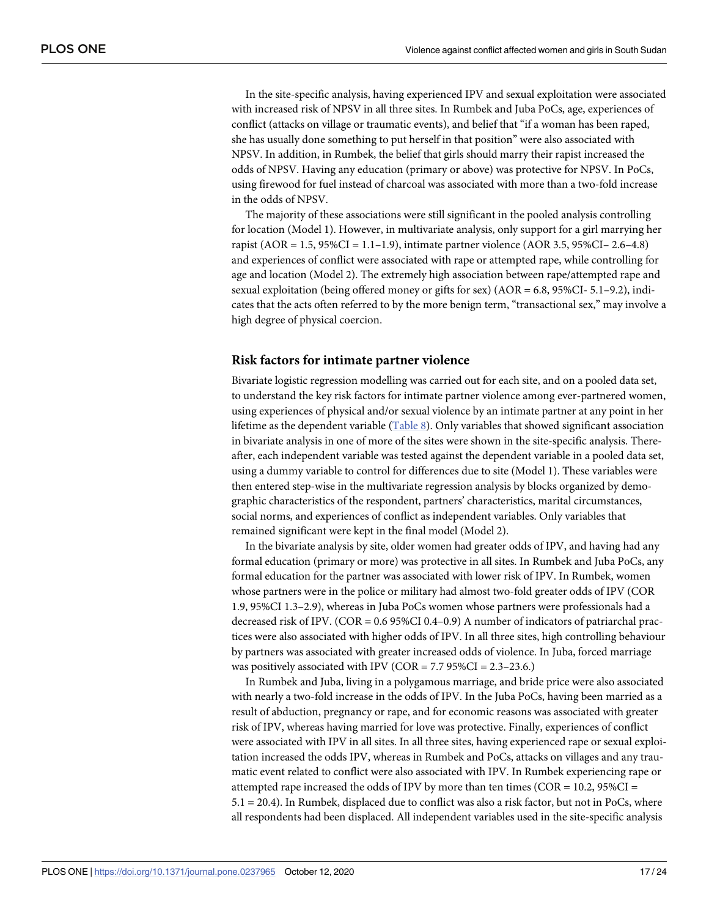In the site-specific analysis, having experienced IPV and sexual exploitation were associated with increased risk of NPSV in all three sites. In Rumbek and Juba PoCs, age, experiences of conflict (attacks on village or traumatic events), and belief that "if a woman has been raped, she has usually done something to put herself in that position" were also associated with NPSV. In addition, in Rumbek, the belief that girls should marry their rapist increased the odds of NPSV. Having any education (primary or above) was protective for NPSV. In PoCs, using firewood for fuel instead of charcoal was associated with more than a two-fold increase in the odds of NPSV.

The majority of these associations were still significant in the pooled analysis controlling for location (Model 1). However, in multivariate analysis, only support for a girl marrying her rapist (AOR = 1.5, 95%CI = 1.1–1.9), intimate partner violence (AOR 3.5, 95%CI– 2.6–4.8) and experiences of conflict were associated with rape or attempted rape, while controlling for age and location (Model 2). The extremely high association between rape/attempted rape and sexual exploitation (being offered money or gifts for sex) (AOR = 6.8, 95%CI- 5.1–9.2), indicates that the acts often referred to by the more benign term, "transactional sex," may involve a high degree of physical coercion.

## Risk factors for intimate partner violence

Bivariate logistic regression modelling was carried out for each site, and on a pooled data set, to understand the key risk factors for intimate partner violence among ever-partnered women, using experiences of physical and/or sexual violence by an intimate partner at any point in her lifetime as the dependent variable (Table 8). Only variables that showed significant association in bivariate analysis in one of more of the sites were shown in the site-specific analysis. Thereafter, each independent variable was tested against the dependent variable in a pooled data set, using a dummy variable to control for differences due to site (Model 1). These variables were then entered step-wise in the multivariate regression analysis by blocks organized by demographic characteristics of the respondent, partners' characteristics, marital circumstances, social norms, and experiences of conflict as independent variables. Only variables that remained significant were kept in the final model (Model 2).

In the bivariate analysis by site, older women had greater odds of IPV, and having had any formal education (primary or more) was protective in all sites. In Rumbek and Juba PoCs, any formal education for the partner was associated with lower risk of IPV. In Rumbek, women whose partners were in the police or military had almost two-fold greater odds of IPV (COR 1.9, 95%CI 1.3–2.9), whereas in Juba PoCs women whose partners were professionals had a decreased risk of IPV. (COR = 0.6 95%CI 0.4–0.9) A number of indicators of patriarchal practices were also associated with higher odds of IPV. In all three sites, high controlling behaviour by partners was associated with greater increased odds of violence. In Juba, forced marriage was positively associated with IPV (COR = 7.7 95%CI = 2.3–23.6.)

In Rumbek and Juba, living in a polygamous marriage, and bride price were also associated with nearly a two-fold increase in the odds of IPV. In the Juba PoCs, having been married as a result of abduction, pregnancy or rape, and for economic reasons was associated with greater risk of IPV, whereas having married for love was protective. Finally, experiences of conflict were associated with IPV in all sites. In all three sites, having experienced rape or sexual exploitation increased the odds IPV, whereas in Rumbek and PoCs, attacks on villages and any traumatic event related to conflict were also associated with IPV. In Rumbek experiencing rape or attempted rape increased the odds of IPV by more than ten times (COR = 10.2, 95%CI = 5.1 = 20.4). In Rumbek, displaced due to conflict was also a risk factor, but not in PoCs, where all respondents had been displaced. All independent variables used in the site-specific analysis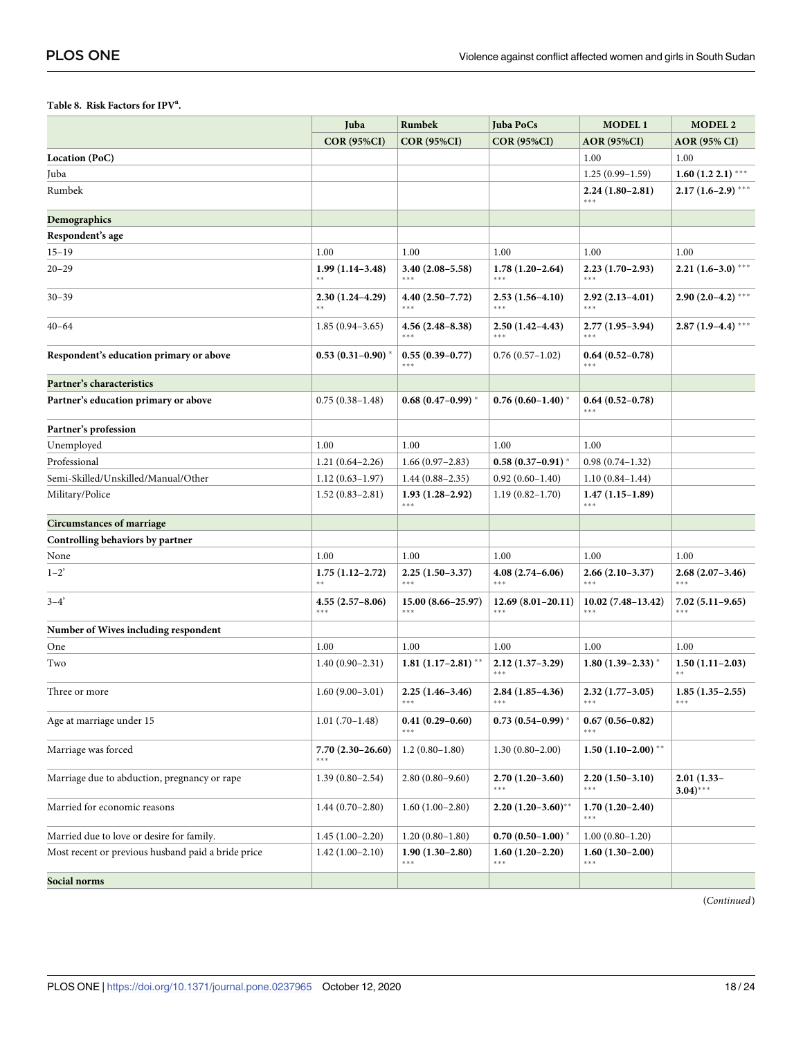**Table 8. Risk Factors for IPV[a].**

| | Juba | Rumbek | Juba PoCs | MODEL 1 | MODEL 2 |
|---|---|---|---|---|---|
| | COR (95%CI) | COR (95%CI) | COR (95%CI) | AOR (95%CI) | AOR (95% CI) |
| **Location (PoC)** | | | | 1.00 | 1.00 |
| Juba | | | | 1.25 (0.99–1.59) | **1.60 (1.2 2.1)** *** |
| Rumbek | | | | **2.24 (1.80–2.81)** *** | **2.17 (1.6–2.9)** *** |
| **Demographics** | | | | | |
| **Respondent's age** | | | | | |
| 15–19 | 1.00 | 1.00 | 1.00 | 1.00 | 1.00 |
| 20–29 | **1.99 (1.14–3.48)** ** | **3.40 (2.08–5.58)** *** | **1.78 (1.20–2.64)** *** | **2.23 (1.70–2.93)** *** | **2.21 (1.6–3.0)** *** |
| 30–39 | **2.30 (1.24–4.29)** ** | **4.40 (2.50–7.72)** *** | **2.53 (1.56–4.10)** *** | **2.92 (2.13–4.01)** *** | **2.90 (2.0–4.2)** *** |
| 40–64 | 1.85 (0.94–3.65) | **4.56 (2.48–8.38)** *** | **2.50 (1.42–4.43)** *** | **2.77 (1.95–3.94)** *** | **2.87 (1.9–4.4)** *** |
| **Respondent's education primary or above** | **0.53 (0.31–0.90)** * | **0.55 (0.39–0.77)** *** | 0.76 (0.57–1.02) | **0.64 (0.52–0.78)** *** | |
| **Partner's characteristics** | | | | | |
| **Partner's education primary or above** | 0.75 (0.38–1.48) | **0.68 (0.47–0.99)** * | **0.76 (0.60–1.40)** * | **0.64 (0.52–0.78)** *** | |
| **Partner's profession** | | | | | |
| Unemployed | 1.00 | 1.00 | 1.00 | 1.00 | |
| Professional | 1.21 (0.64–2.26) | 1.66 (0.97–2.83) | **0.58 (0.37–0.91)** * | 0.98 (0.74–1.32) | |
| Semi-Skilled/Unskilled/Manual/Other | 1.12 (0.63–1.97) | 1.44 (0.88–2.35) | 0.92 (0.60–1.40) | 1.10 (0.84–1.44) | |
| Military/Police | 1.52 (0.83–2.81) | **1.93 (1.28–2.92)** *** | 1.19 (0.82–1.70) | **1.47 (1.15–1.89)** *** | |
| **Circumstances of marriage** | | | | | |
| **Controlling behaviors by partner** | | | | | |
| None | 1.00 | 1.00 | 1.00 | 1.00 | 1.00 |
| 1–2' | **1.75 (1.12–2.72)** ** | **2.25 (1.50–3.37)** *** | **4.08 (2.74–6.06)** *** | **2.66 (2.10–3.37)** *** | **2.68 (2.07–3.46)** *** |
| 3–4' | **4.55 (2.57–8.06)** *** | **15.00 (8.66–25.97)** *** | **12.69 (8.01–20.11)** *** | **10.02 (7.48–13.42)** *** | **7.02 (5.11–9.65)** *** |
| **Number of Wives including respondent** | | | | | |
| One | 1.00 | 1.00 | 1.00 | 1.00 | 1.00 |
| Two | 1.40 (0.90–2.31) | **1.81 (1.17–2.81)** ** | **2.12 (1.37–3.29)** *** | **1.80 (1.39–2.33)** * | **1.50 (1.11–2.03)** ** |
| Three or more | 1.60 (9.00–3.01) | **2.25 (1.46–3.46)** *** | **2.84 (1.85–4.36)** *** | **2.32 (1.77–3.05)** *** | **1.85 (1.35–2.55)** *** |
| Age at marriage under 15 | 1.01 (.70–1.48) | **0.41 (0.29–0.60)** *** | **0.73 (0.54–0.99)** * | **0.67 (0.56–0.82)** *** | |
| Marriage was forced | **7.70 (2.30–26.60)** *** | 1.2 (0.80–1.80) | 1.30 (0.80–2.00) | **1.50 (1.10–2.00)** ** | |
| Marriage due to abduction, pregnancy or rape | 1.39 (0.80–2.54) | 2.80 (0.80–9.60) | **2.70 (1.20–3.60)** *** | **2.20 (1.50–3.10)** *** | **2.01 (1.33–3.04)*** |
| Married for economic reasons | 1.44 (0.70–2.80) | 1.60 (1.00–2.80) | **2.20 (1.20–3.60)** ** | **1.70 (1.20–2.40)** *** | |
| Married due to love or desire for family. | 1.45 (1.00–2.20) | 1.20 (0.80–1.80) | **0.70 (0.50–1.00)** * | 1.00 (0.80–1.20) | |
| Most recent or previous husband paid a bride price | 1.42 (1.00–2.10) | **1.90 (1.30–2.80)** *** | **1.60 (1.20–2.20)** *** | **1.60 (1.30–2.00)** *** | |
| **Social norms** | | | | | |

(*Continued*)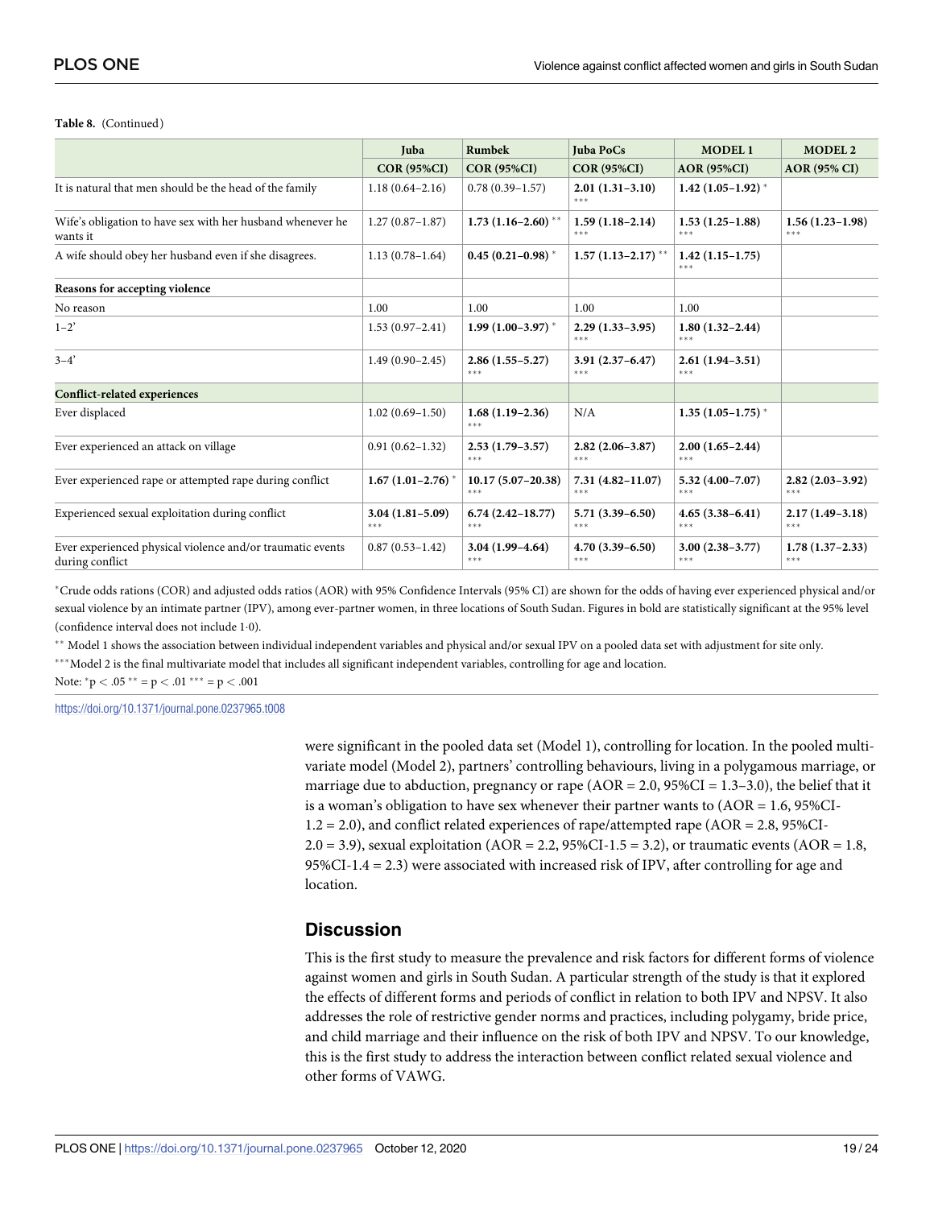**Table 8.** (Continued)

| | Juba | Rumbek | Juba PoCs | MODEL 1 | MODEL 2 |
|---|---|---|---|---|---|
| | COR (95%CI) | COR (95%CI) | COR (95%CI) | AOR (95%CI) | AOR (95% CI) |
| It is natural that men should be the head of the family | 1.18 (0.64–2.16) | 0.78 (0.39–1.57) | **2.01 (1.31–3.10)** *** | **1.42 (1.05–1.92)** * | |
| Wife's obligation to have sex with her husband whenever he wants it | 1.27 (0.87–1.87) | **1.73 (1.16–2.60)** ** | **1.59 (1.18–2.14)** *** | **1.53 (1.25–1.88)** *** | **1.56 (1.23–1.98)** *** |
| A wife should obey her husband even if she disagrees. | 1.13 (0.78–1.64) | **0.45 (0.21–0.98)** * | **1.57 (1.13–2.17)** ** | **1.42 (1.15–1.75)** *** | |
| **Reasons for accepting violence** | | | | | |
| No reason | 1.00 | 1.00 | 1.00 | 1.00 | |
| 1–2' | 1.53 (0.97–2.41) | **1.99 (1.00–3.97)** * | **2.29 (1.33–3.95)** *** | **1.80 (1.32–2.44)** *** | |
| 3–4' | 1.49 (0.90–2.45) | **2.86 (1.55–5.27)** *** | **3.91 (2.37–6.47)** *** | **2.61 (1.94–3.51)** *** | |
| **Conflict-related experiences** | | | | | |
| Ever displaced | 1.02 (0.69–1.50) | **1.68 (1.19–2.36)** *** | N/A | **1.35 (1.05–1.75)** * | |
| Ever experienced an attack on village | 0.91 (0.62–1.32) | **2.53 (1.79–3.57)** *** | **2.82 (2.06–3.87)** *** | **2.00 (1.65–2.44)** *** | |
| Ever experienced rape or attempted rape during conflict | **1.67 (1.01–2.76)** * | **10.17 (5.07–20.38)** *** | **7.31 (4.82–11.07)** *** | **5.32 (4.00–7.07)** *** | **2.82 (2.03–3.92)** *** |
| Experienced sexual exploitation during conflict | **3.04 (1.81–5.09)** *** | **6.74 (2.42–18.77)** *** | **5.71 (3.39–6.50)** *** | **4.65 (3.38–6.41)** *** | **2.17 (1.49–3.18)** *** |
| Ever experienced physical violence and/or traumatic events during conflict | 0.87 (0.53–1.42) | **3.04 (1.99–4.64)** *** | **4.70 (3.39–6.50)** *** | **3.00 (2.38–3.77)** *** | **1.78 (1.37–2.33)** *** |

*Crude odds rations (COR) and adjusted odds ratios (AOR) with 95% Confidence Intervals (95% CI) are shown for the odds of having ever experienced physical and/or sexual violence by an intimate partner (IPV), among ever-partner women, in three locations of South Sudan. Figures in bold are statistically significant at the 95% level (confidence interval does not include 1·0).

** Model 1 shows the association between individual independent variables and physical and/or sexual IPV on a pooled data set with adjustment for site only.

***Model 2 is the final multivariate model that includes all significant independent variables, controlling for age and location.

Note: *p < .05 ** = p < .01 *** = p < .001

https://doi.org/10.1371/journal.pone.0237965.t008

were significant in the pooled data set (Model 1), controlling for location. In the pooled multivariate model (Model 2), partners' controlling behaviours, living in a polygamous marriage, or marriage due to abduction, pregnancy or rape (AOR = 2.0, 95%CI = 1.3–3.0), the belief that it is a woman's obligation to have sex whenever their partner wants to (AOR = 1.6, 95%CI-1.2 = 2.0), and conflict related experiences of rape/attempted rape (AOR = 2.8, 95%CI-2.0 = 3.9), sexual exploitation (AOR = 2.2, 95%CI-1.5 = 3.2), or traumatic events (AOR = 1.8, 95%CI-1.4 = 2.3) were associated with increased risk of IPV, after controlling for age and location.

## Discussion

This is the first study to measure the prevalence and risk factors for different forms of violence against women and girls in South Sudan. A particular strength of the study is that it explored the effects of different forms and periods of conflict in relation to both IPV and NPSV. It also addresses the role of restrictive gender norms and practices, including polygamy, bride price, and child marriage and their influence on the risk of both IPV and NPSV. To our knowledge, this is the first study to address the interaction between conflict related sexual violence and other forms of VAWG.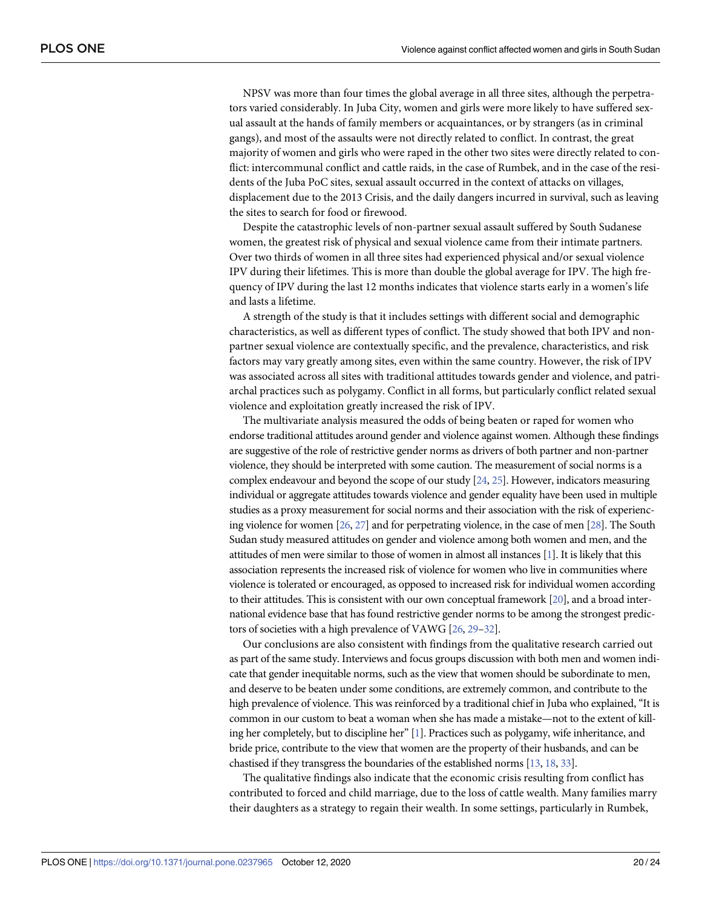NPSV was more than four times the global average in all three sites, although the perpetrators varied considerably. In Juba City, women and girls were more likely to have suffered sexual assault at the hands of family members or acquaintances, or by strangers (as in criminal gangs), and most of the assaults were not directly related to conflict. In contrast, the great majority of women and girls who were raped in the other two sites were directly related to conflict: intercommunal conflict and cattle raids, in the case of Rumbek, and in the case of the residents of the Juba PoC sites, sexual assault occurred in the context of attacks on villages, displacement due to the 2013 Crisis, and the daily dangers incurred in survival, such as leaving the sites to search for food or firewood.

Despite the catastrophic levels of non-partner sexual assault suffered by South Sudanese women, the greatest risk of physical and sexual violence came from their intimate partners. Over two thirds of women in all three sites had experienced physical and/or sexual violence IPV during their lifetimes. This is more than double the global average for IPV. The high frequency of IPV during the last 12 months indicates that violence starts early in a women's life and lasts a lifetime.

A strength of the study is that it includes settings with different social and demographic characteristics, as well as different types of conflict. The study showed that both IPV and non-partner sexual violence are contextually specific, and the prevalence, characteristics, and risk factors may vary greatly among sites, even within the same country. However, the risk of IPV was associated across all sites with traditional attitudes towards gender and violence, and patriarchal practices such as polygamy. Conflict in all forms, but particularly conflict related sexual violence and exploitation greatly increased the risk of IPV.

The multivariate analysis measured the odds of being beaten or raped for women who endorse traditional attitudes around gender and violence against women. Although these findings are suggestive of the role of restrictive gender norms as drivers of both partner and non-partner violence, they should be interpreted with some caution. The measurement of social norms is a complex endeavour and beyond the scope of our study [24, 25]. However, indicators measuring individual or aggregate attitudes towards violence and gender equality have been used in multiple studies as a proxy measurement for social norms and their association with the risk of experiencing violence for women [26, 27] and for perpetrating violence, in the case of men [28]. The South Sudan study measured attitudes on gender and violence among both women and men, and the attitudes of men were similar to those of women in almost all instances [1]. It is likely that this association represents the increased risk of violence for women who live in communities where violence is tolerated or encouraged, as opposed to increased risk for individual women according to their attitudes. This is consistent with our own conceptual framework [20], and a broad international evidence base that has found restrictive gender norms to be among the strongest predictors of societies with a high prevalence of VAWG [26, 29–32].

Our conclusions are also consistent with findings from the qualitative research carried out as part of the same study. Interviews and focus groups discussion with both men and women indicate that gender inequitable norms, such as the view that women should be subordinate to men, and deserve to be beaten under some conditions, are extremely common, and contribute to the high prevalence of violence. This was reinforced by a traditional chief in Juba who explained, "It is common in our custom to beat a woman when she has made a mistake—not to the extent of killing her completely, but to discipline her" [1]. Practices such as polygamy, wife inheritance, and bride price, contribute to the view that women are the property of their husbands, and can be chastised if they transgress the boundaries of the established norms [13, 18, 33].

The qualitative findings also indicate that the economic crisis resulting from conflict has contributed to forced and child marriage, due to the loss of cattle wealth. Many families marry their daughters as a strategy to regain their wealth. In some settings, particularly in Rumbek,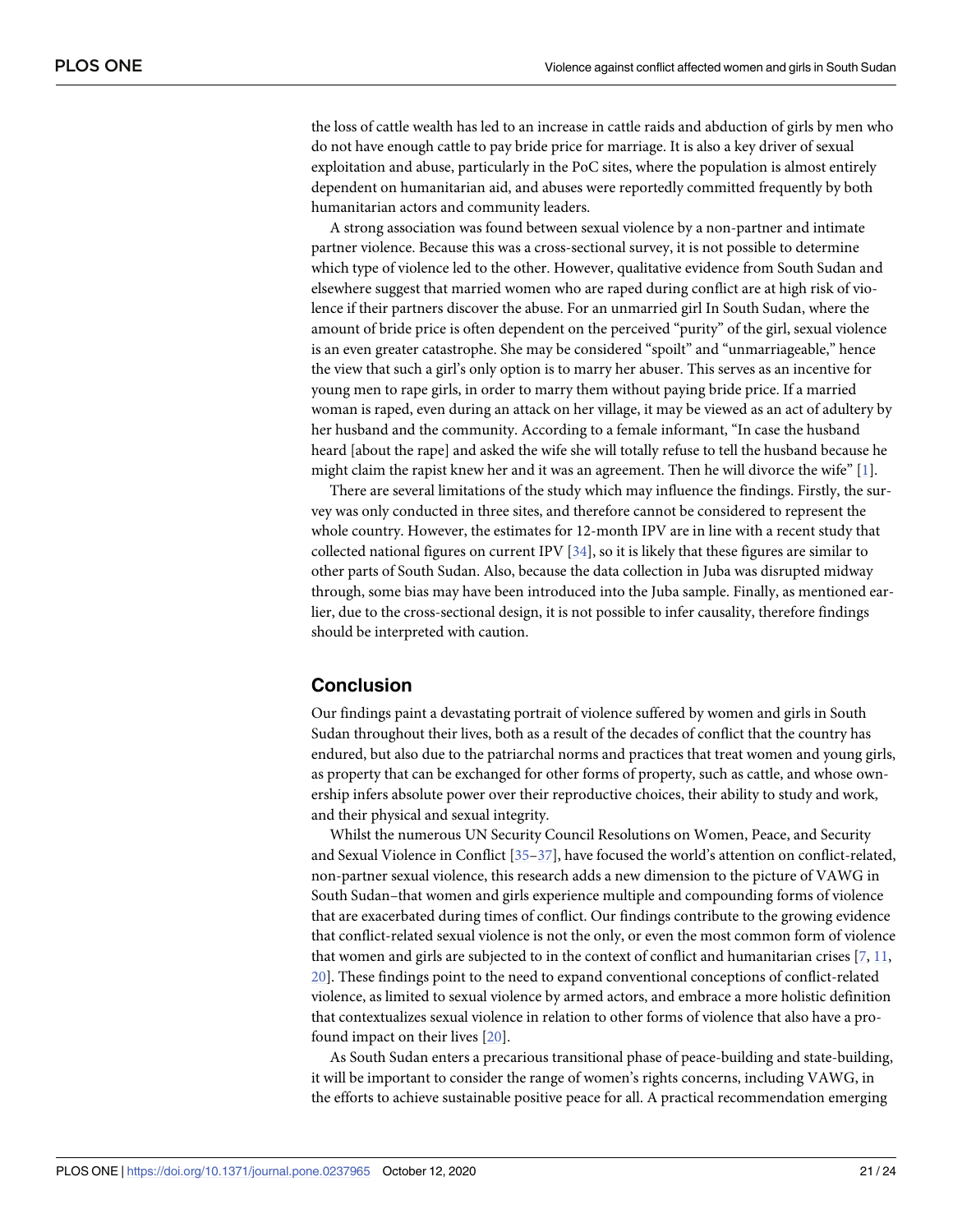the loss of cattle wealth has led to an increase in cattle raids and abduction of girls by men who do not have enough cattle to pay bride price for marriage. It is also a key driver of sexual exploitation and abuse, particularly in the PoC sites, where the population is almost entirely dependent on humanitarian aid, and abuses were reportedly committed frequently by both humanitarian actors and community leaders.

A strong association was found between sexual violence by a non-partner and intimate partner violence. Because this was a cross-sectional survey, it is not possible to determine which type of violence led to the other. However, qualitative evidence from South Sudan and elsewhere suggest that married women who are raped during conflict are at high risk of violence if their partners discover the abuse. For an unmarried girl In South Sudan, where the amount of bride price is often dependent on the perceived "purity" of the girl, sexual violence is an even greater catastrophe. She may be considered "spoilt" and "unmarriageable," hence the view that such a girl's only option is to marry her abuser. This serves as an incentive for young men to rape girls, in order to marry them without paying bride price. If a married woman is raped, even during an attack on her village, it may be viewed as an act of adultery by her husband and the community. According to a female informant, "In case the husband heard [about the rape] and asked the wife she will totally refuse to tell the husband because he might claim the rapist knew her and it was an agreement. Then he will divorce the wife" [1].

There are several limitations of the study which may influence the findings. Firstly, the survey was only conducted in three sites, and therefore cannot be considered to represent the whole country. However, the estimates for 12-month IPV are in line with a recent study that collected national figures on current IPV [34], so it is likely that these figures are similar to other parts of South Sudan. Also, because the data collection in Juba was disrupted midway through, some bias may have been introduced into the Juba sample. Finally, as mentioned earlier, due to the cross-sectional design, it is not possible to infer causality, therefore findings should be interpreted with caution.

## Conclusion

Our findings paint a devastating portrait of violence suffered by women and girls in South Sudan throughout their lives, both as a result of the decades of conflict that the country has endured, but also due to the patriarchal norms and practices that treat women and young girls, as property that can be exchanged for other forms of property, such as cattle, and whose ownership infers absolute power over their reproductive choices, their ability to study and work, and their physical and sexual integrity.

Whilst the numerous UN Security Council Resolutions on Women, Peace, and Security and Sexual Violence in Conflict [35–37], have focused the world's attention on conflict-related, non-partner sexual violence, this research adds a new dimension to the picture of VAWG in South Sudan–that women and girls experience multiple and compounding forms of violence that are exacerbated during times of conflict. Our findings contribute to the growing evidence that conflict-related sexual violence is not the only, or even the most common form of violence that women and girls are subjected to in the context of conflict and humanitarian crises [7, 11, 20]. These findings point to the need to expand conventional conceptions of conflict-related violence, as limited to sexual violence by armed actors, and embrace a more holistic definition that contextualizes sexual violence in relation to other forms of violence that also have a profound impact on their lives [20].

As South Sudan enters a precarious transitional phase of peace-building and state-building, it will be important to consider the range of women's rights concerns, including VAWG, in the efforts to achieve sustainable positive peace for all. A practical recommendation emerging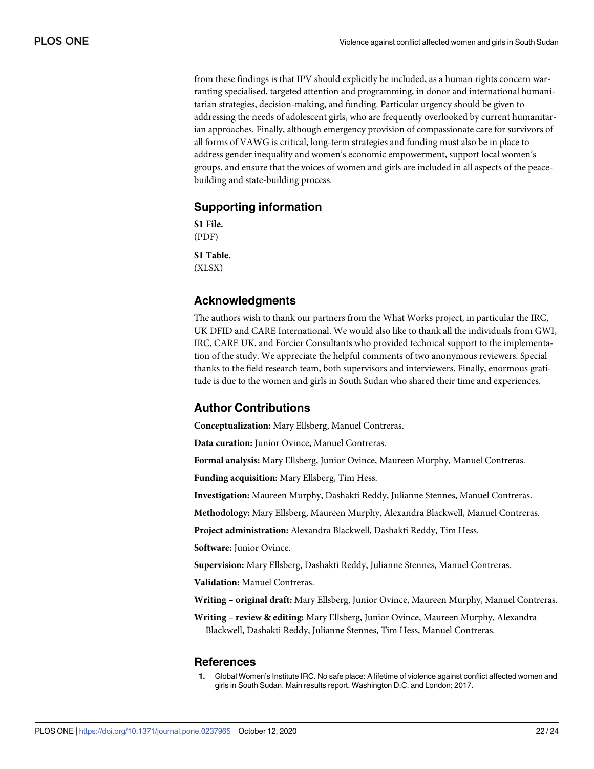from these findings is that IPV should explicitly be included, as a human rights concern warranting specialised, targeted attention and programming, in donor and international humanitarian strategies, decision-making, and funding. Particular urgency should be given to addressing the needs of adolescent girls, who are frequently overlooked by current humanitarian approaches. Finally, although emergency provision of compassionate care for survivors of all forms of VAWG is critical, long-term strategies and funding must also be in place to address gender inequality and women's economic empowerment, support local women's groups, and ensure that the voices of women and girls are included in all aspects of the peace-building and state-building process.

## Supporting information

**S1 File.**
(PDF)

**S1 Table.**
(XLSX)

## Acknowledgments

The authors wish to thank our partners from the What Works project, in particular the IRC, UK DFID and CARE International. We would also like to thank all the individuals from GWI, IRC, CARE UK, and Forcier Consultants who provided technical support to the implementation of the study. We appreciate the helpful comments of two anonymous reviewers. Special thanks to the field research team, both supervisors and interviewers. Finally, enormous gratitude is due to the women and girls in South Sudan who shared their time and experiences.

## Author Contributions

**Conceptualization:** Mary Ellsberg, Manuel Contreras.

**Data curation:** Junior Ovince, Manuel Contreras.

**Formal analysis:** Mary Ellsberg, Junior Ovince, Maureen Murphy, Manuel Contreras.

**Funding acquisition:** Mary Ellsberg, Tim Hess.

**Investigation:** Maureen Murphy, Dashakti Reddy, Julianne Stennes, Manuel Contreras.

**Methodology:** Mary Ellsberg, Maureen Murphy, Alexandra Blackwell, Manuel Contreras.

**Project administration:** Alexandra Blackwell, Dashakti Reddy, Tim Hess.

**Software:** Junior Ovince.

**Supervision:** Mary Ellsberg, Dashakti Reddy, Julianne Stennes, Manuel Contreras.

**Validation:** Manuel Contreras.

**Writing – original draft:** Mary Ellsberg, Junior Ovince, Maureen Murphy, Manuel Contreras.

**Writing – review & editing:** Mary Ellsberg, Junior Ovince, Maureen Murphy, Alexandra Blackwell, Dashakti Reddy, Julianne Stennes, Tim Hess, Manuel Contreras.

## References

1. Global Women's Institute IRC. No safe place: A lifetime of violence against conflict affected women and girls in South Sudan. Main results report. Washington D.C. and London; 2017.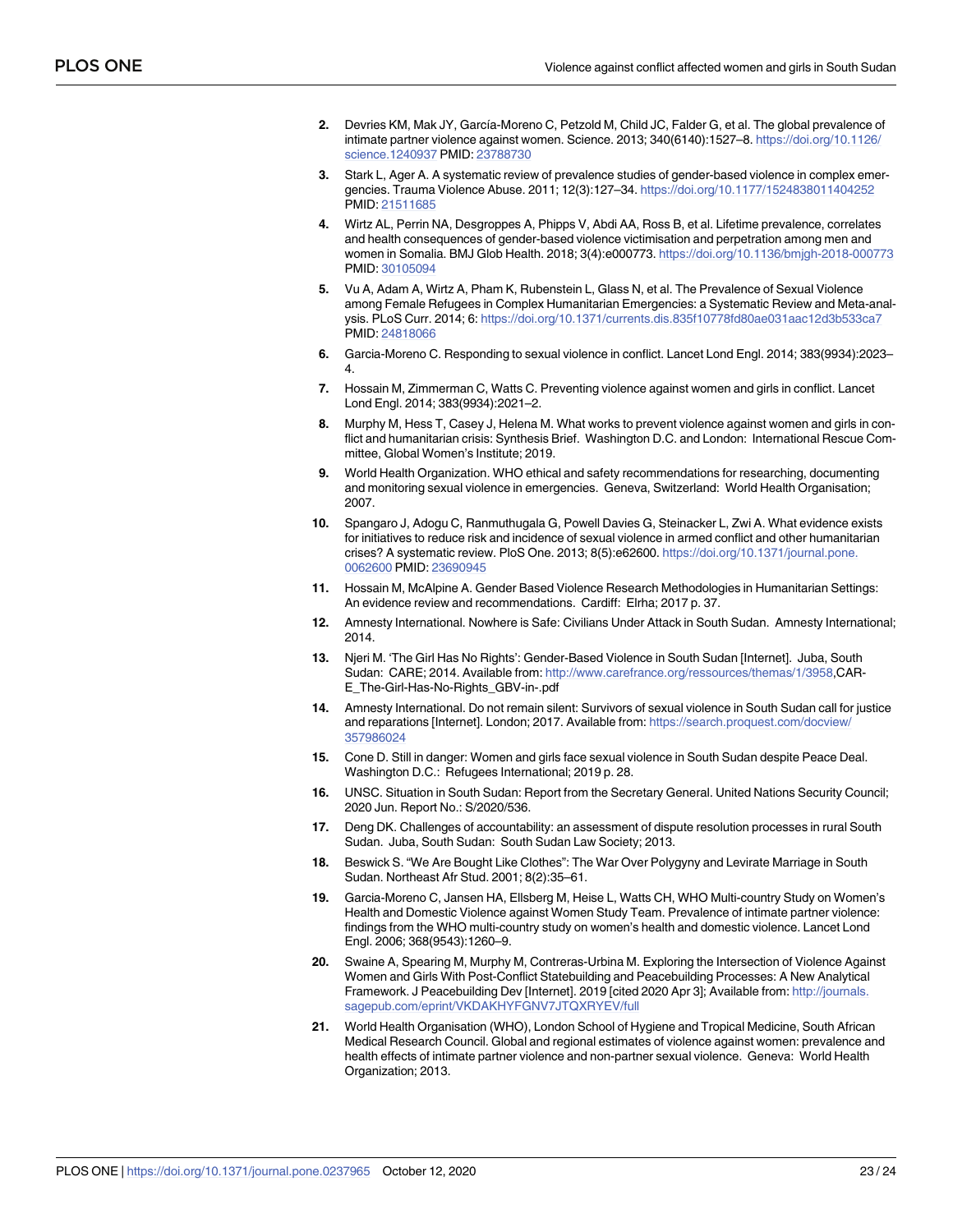2. Devries KM, Mak JY, García-Moreno C, Petzold M, Child JC, Falder G, et al. The global prevalence of intimate partner violence against women. Science. 2013; 340(6140):1527–8. https://doi.org/10.1126/science.1240937 PMID: 23788730
3. Stark L, Ager A. A systematic review of prevalence studies of gender-based violence in complex emergencies. Trauma Violence Abuse. 2011; 12(3):127–34. https://doi.org/10.1177/1524838011404252 PMID: 21511685
4. Wirtz AL, Perrin NA, Desgroppes A, Phipps V, Abdi AA, Ross B, et al. Lifetime prevalence, correlates and health consequences of gender-based violence victimisation and perpetration among men and women in Somalia. BMJ Glob Health. 2018; 3(4):e000773. https://doi.org/10.1136/bmjgh-2018-000773 PMID: 30105094
5. Vu A, Adam A, Wirtz A, Pham K, Rubenstein L, Glass N, et al. The Prevalence of Sexual Violence among Female Refugees in Complex Humanitarian Emergencies: a Systematic Review and Meta-analysis. PLoS Curr. 2014; 6: https://doi.org/10.1371/currents.dis.835f10778fd80ae031aac12d3b533ca7 PMID: 24818066
6. Garcia-Moreno C. Responding to sexual violence in conflict. Lancet Lond Engl. 2014; 383(9934):2023–4.
7. Hossain M, Zimmerman C, Watts C. Preventing violence against women and girls in conflict. Lancet Lond Engl. 2014; 383(9934):2021–2.
8. Murphy M, Hess T, Casey J, Helena M. What works to prevent violence against women and girls in conflict and humanitarian crisis: Synthesis Brief. Washington D.C. and London: International Rescue Committee, Global Women's Institute; 2019.
9. World Health Organization. WHO ethical and safety recommendations for researching, documenting and monitoring sexual violence in emergencies. Geneva, Switzerland: World Health Organisation; 2007.
10. Spangaro J, Adogu C, Ranmuthugala G, Powell Davies G, Steinacker L, Zwi A. What evidence exists for initiatives to reduce risk and incidence of sexual violence in armed conflict and other humanitarian crises? A systematic review. PloS One. 2013; 8(5):e62600. https://doi.org/10.1371/journal.pone.0062600 PMID: 23690945
11. Hossain M, McAlpine A. Gender Based Violence Research Methodologies in Humanitarian Settings: An evidence review and recommendations. Cardiff: Elrha; 2017 p. 37.
12. Amnesty International. Nowhere is Safe: Civilians Under Attack in South Sudan. Amnesty International; 2014.
13. Njeri M. 'The Girl Has No Rights': Gender-Based Violence in South Sudan [Internet]. Juba, South Sudan: CARE; 2014. Available from: http://www.carefrance.org/ressources/themas/1/3958,CARE_The-Girl-Has-No-Rights_GBV-in-.pdf
14. Amnesty International. Do not remain silent: Survivors of sexual violence in South Sudan call for justice and reparations [Internet]. London; 2017. Available from: https://search.proquest.com/docview/357986024
15. Cone D. Still in danger: Women and girls face sexual violence in South Sudan despite Peace Deal. Washington D.C.: Refugees International; 2019 p. 28.
16. UNSC. Situation in South Sudan: Report from the Secretary General. United Nations Security Council; 2020 Jun. Report No.: S/2020/536.
17. Deng DK. Challenges of accountability: an assessment of dispute resolution processes in rural South Sudan. Juba, South Sudan: South Sudan Law Society; 2013.
18. Beswick S. "We Are Bought Like Clothes": The War Over Polygyny and Levirate Marriage in South Sudan. Northeast Afr Stud. 2001; 8(2):35–61.
19. Garcia-Moreno C, Jansen HA, Ellsberg M, Heise L, Watts CH, WHO Multi-country Study on Women's Health and Domestic Violence against Women Study Team. Prevalence of intimate partner violence: findings from the WHO multi-country study on women's health and domestic violence. Lancet Lond Engl. 2006; 368(9543):1260–9.
20. Swaine A, Spearing M, Murphy M, Contreras-Urbina M. Exploring the Intersection of Violence Against Women and Girls With Post-Conflict Statebuilding and Peacebuilding Processes: A New Analytical Framework. J Peacebuilding Dev [Internet]. 2019 [cited 2020 Apr 3]; Available from: http://journals.sagepub.com/eprint/VKDAKHYFGNV7JTQXRYEV/full
21. World Health Organisation (WHO), London School of Hygiene and Tropical Medicine, South African Medical Research Council. Global and regional estimates of violence against women: prevalence and health effects of intimate partner violence and non-partner sexual violence. Geneva: World Health Organization; 2013.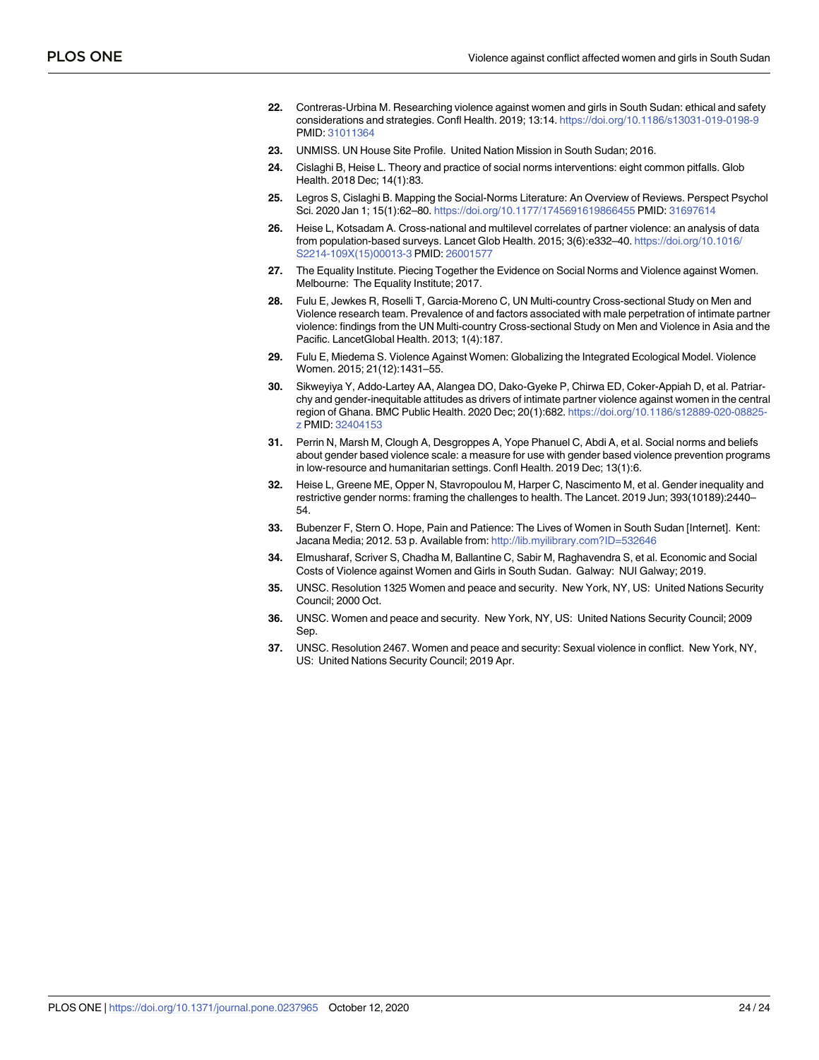22. Contreras-Urbina M. Researching violence against women and girls in South Sudan: ethical and safety considerations and strategies. Confl Health. 2019; 13:14. https://doi.org/10.1186/s13031-019-0198-9 PMID: 31011364
23. UNMISS. UN House Site Profile. United Nation Mission in South Sudan; 2016.
24. Cislaghi B, Heise L. Theory and practice of social norms interventions: eight common pitfalls. Glob Health. 2018 Dec; 14(1):83.
25. Legros S, Cislaghi B. Mapping the Social-Norms Literature: An Overview of Reviews. Perspect Psychol Sci. 2020 Jan 1; 15(1):62–80. https://doi.org/10.1177/1745691619866455 PMID: 31697614
26. Heise L, Kotsadam A. Cross-national and multilevel correlates of partner violence: an analysis of data from population-based surveys. Lancet Glob Health. 2015; 3(6):e332–40. https://doi.org/10.1016/S2214-109X(15)00013-3 PMID: 26001577
27. The Equality Institute. Piecing Together the Evidence on Social Norms and Violence against Women. Melbourne: The Equality Institute; 2017.
28. Fulu E, Jewkes R, Roselli T, Garcia-Moreno C, UN Multi-country Cross-sectional Study on Men and Violence research team. Prevalence of and factors associated with male perpetration of intimate partner violence: findings from the UN Multi-country Cross-sectional Study on Men and Violence in Asia and the Pacific. LancetGlobal Health. 2013; 1(4):187.
29. Fulu E, Miedema S. Violence Against Women: Globalizing the Integrated Ecological Model. Violence Women. 2015; 21(12):1431–55.
30. Sikweyiya Y, Addo-Lartey AA, Alangea DO, Dako-Gyeke P, Chirwa ED, Coker-Appiah D, et al. Patriarchy and gender-inequitable attitudes as drivers of intimate partner violence against women in the central region of Ghana. BMC Public Health. 2020 Dec; 20(1):682. https://doi.org/10.1186/s12889-020-08825-z PMID: 32404153
31. Perrin N, Marsh M, Clough A, Desgroppes A, Yope Phanuel C, Abdi A, et al. Social norms and beliefs about gender based violence scale: a measure for use with gender based violence prevention programs in low-resource and humanitarian settings. Confl Health. 2019 Dec; 13(1):6.
32. Heise L, Greene ME, Opper N, Stavropoulou M, Harper C, Nascimento M, et al. Gender inequality and restrictive gender norms: framing the challenges to health. The Lancet. 2019 Jun; 393(10189):2440–54.
33. Bubenzer F, Stern O. Hope, Pain and Patience: The Lives of Women in South Sudan [Internet]. Kent: Jacana Media; 2012. 53 p. Available from: http://lib.myilibrary.com?ID=532646
34. Elmusharaf, Scriver S, Chadha M, Ballantine C, Sabir M, Raghavendra S, et al. Economic and Social Costs of Violence against Women and Girls in South Sudan. Galway: NUI Galway; 2019.
35. UNSC. Resolution 1325 Women and peace and security. New York, NY, US: United Nations Security Council; 2000 Oct.
36. UNSC. Women and peace and security. New York, NY, US: United Nations Security Council; 2009 Sep.
37. UNSC. Resolution 2467. Women and peace and security: Sexual violence in conflict. New York, NY, US: United Nations Security Council; 2019 Apr.